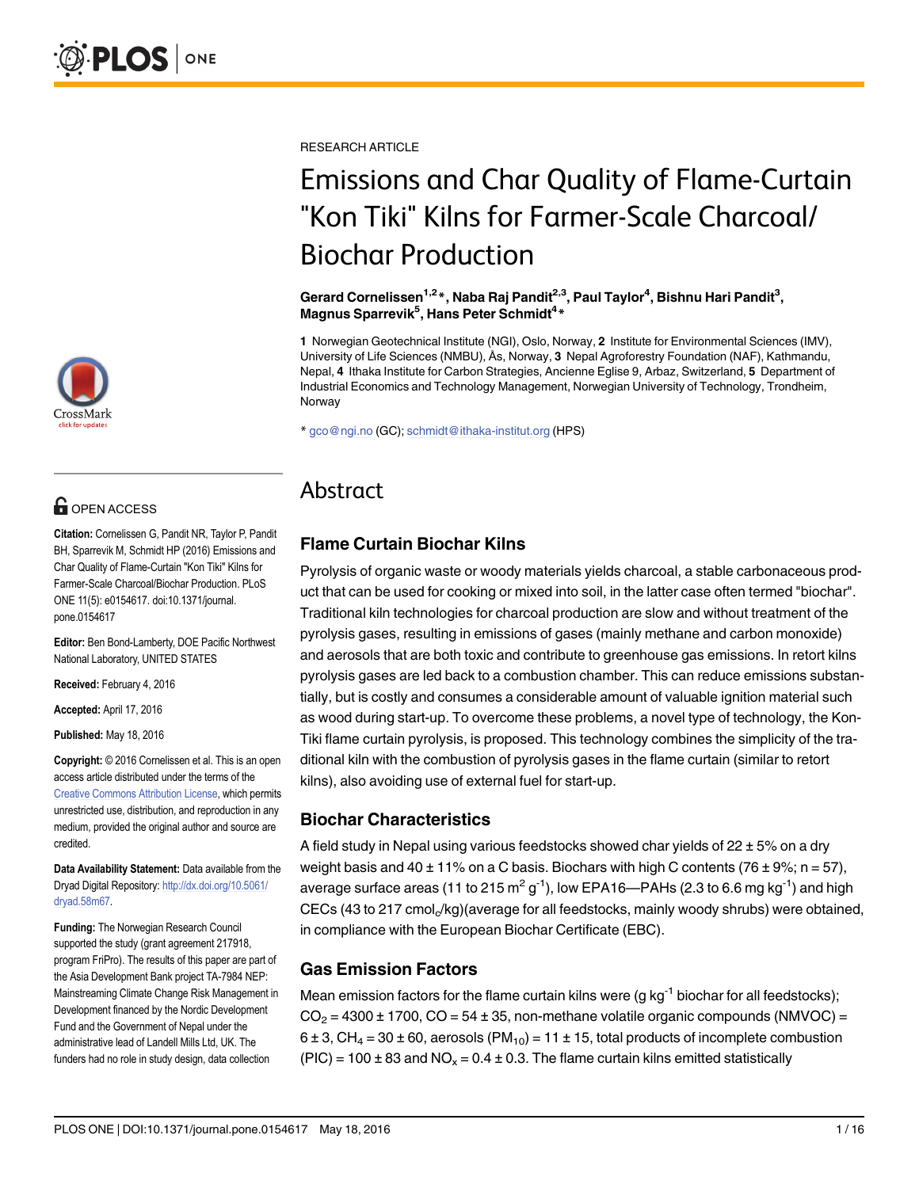RESEARCH ARTICLE

# Emissions and Char Quality of Flame-Curtain "Kon Tiki" Kilns for Farmer-Scale Charcoal/Biochar Production

**Gerard Cornelissen[1,2]*, Naba Raj Pandit[2,3], Paul Taylor[4], Bishnu Hari Pandit[3], Magnus Sparrevik[5], Hans Peter Schmidt[4]***

**1** Norwegian Geotechnical Institute (NGI), Oslo, Norway, **2** Institute for Environmental Sciences (IMV), University of Life Sciences (NMBU), Ås, Norway, **3** Nepal Agroforestry Foundation (NAF), Kathmandu, Nepal, **4** Ithaka Institute for Carbon Strategies, Ancienne Eglise 9, Arbaz, Switzerland, **5** Department of Industrial Economics and Technology Management, Norwegian University of Technology, Trondheim, Norway

* gco@ngi.no (GC); schmidt@ithaka-institut.org (HPS)

OPEN ACCESS

**Citation:** Cornelissen G, Pandit NR, Taylor P, Pandit BH, Sparrevik M, Schmidt HP (2016) Emissions and Char Quality of Flame-Curtain "Kon Tiki" Kilns for Farmer-Scale Charcoal/Biochar Production. PLoS ONE 11(5): e0154617. doi:10.1371/journal.pone.0154617

**Editor:** Ben Bond-Lamberty, DOE Pacific Northwest National Laboratory, UNITED STATES

**Received:** February 4, 2016

**Accepted:** April 17, 2016

**Published:** May 18, 2016

**Copyright:** © 2016 Cornelissen et al. This is an open access article distributed under the terms of the Creative Commons Attribution License, which permits unrestricted use, distribution, and reproduction in any medium, provided the original author and source are credited.

**Data Availability Statement:** Data available from the Dryad Digital Repository: http://dx.doi.org/10.5061/dryad.58m67.

**Funding:** The Norwegian Research Council supported the study (grant agreement 217918, program FriPro). The results of this paper are part of the Asia Development Bank project TA-7984 NEP: Mainstreaming Climate Change Risk Management in Development financed by the Nordic Development Fund and the Government of Nepal under the administrative lead of Landell Mills Ltd, UK. The funders had no role in study design, data collection

## Abstract

### Flame Curtain Biochar Kilns

Pyrolysis of organic waste or woody materials yields charcoal, a stable carbonaceous product that can be used for cooking or mixed into soil, in the latter case often termed "biochar". Traditional kiln technologies for charcoal production are slow and without treatment of the pyrolysis gases, resulting in emissions of gases (mainly methane and carbon monoxide) and aerosols that are both toxic and contribute to greenhouse gas emissions. In retort kilns pyrolysis gases are led back to a combustion chamber. This can reduce emissions substantially, but is costly and consumes a considerable amount of valuable ignition material such as wood during start-up. To overcome these problems, a novel type of technology, the Kon-Tiki flame curtain pyrolysis, is proposed. This technology combines the simplicity of the traditional kiln with the combustion of pyrolysis gases in the flame curtain (similar to retort kilns), also avoiding use of external fuel for start-up.

### Biochar Characteristics

A field study in Nepal using various feedstocks showed char yields of 22 ± 5% on a dry weight basis and 40 ± 11% on a C basis. Biochars with high C contents (76 ± 9%; n = 57), average surface areas (11 to 215 $m^2\ g^{-1}$), low EPA16—PAHs (2.3 to 6.6 mg $kg^{-1}$) and high CECs (43 to 217 $cmol_c$/kg)(average for all feedstocks, mainly woody shrubs) were obtained, in compliance with the European Biochar Certificate (EBC).

### Gas Emission Factors

Mean emission factors for the flame curtain kilns were (g $kg^{-1}$ biochar for all feedstocks); $CO_2$ = 4300 ± 1700, CO = 54 ± 35, non-methane volatile organic compounds (NMVOC) = 6 ± 3, $CH_4$ = 30 ± 60, aerosols ($PM_{10}$) = 11 ± 15, total products of incomplete combustion (PIC) = 100 ± 83 and $NO_x$ = 0.4 ± 0.3. The flame curtain kilns emitted statistically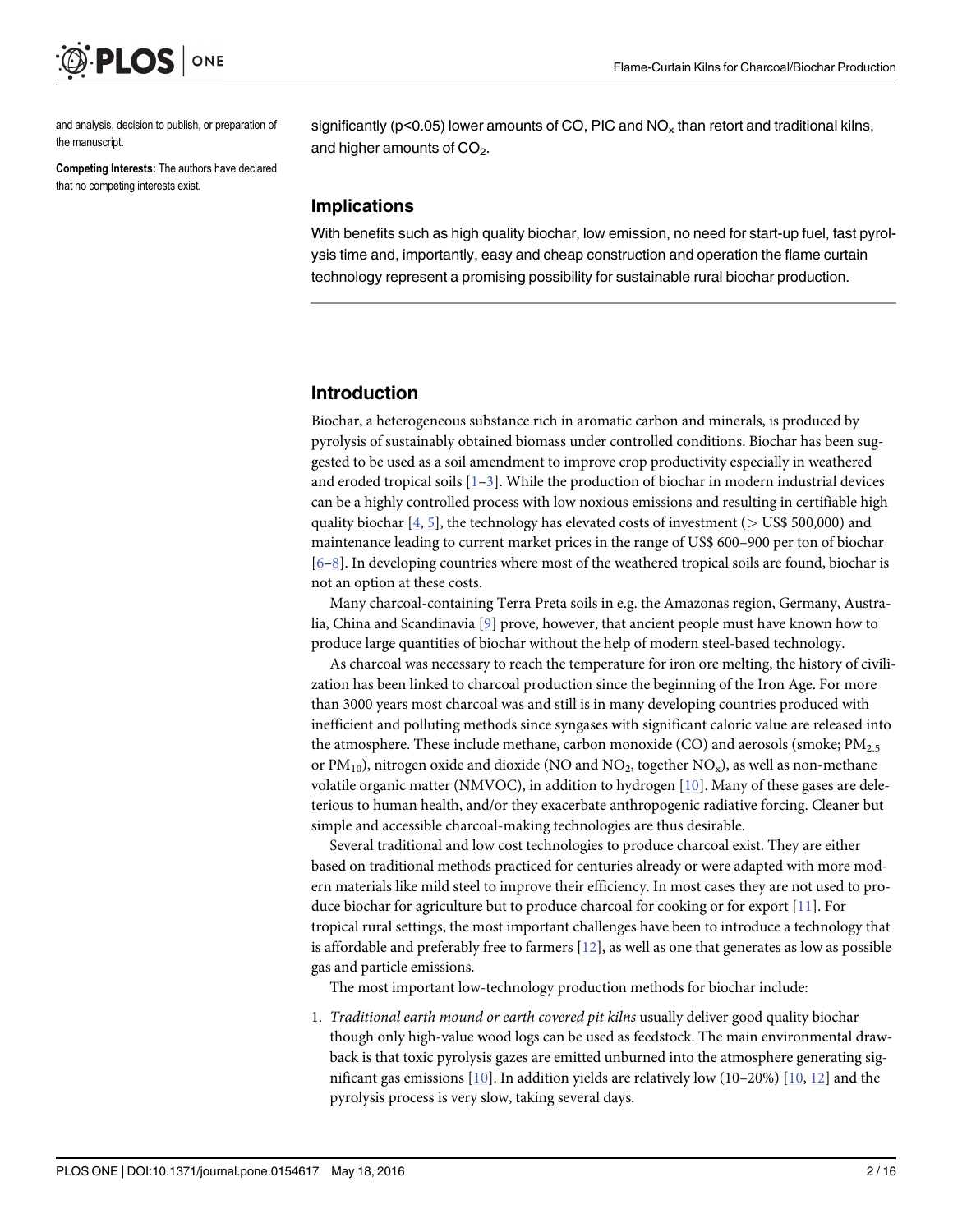and analysis, decision to publish, or preparation of the manuscript.

**Competing Interests:** The authors have declared that no competing interests exist.

significantly ($p<0.05$) lower amounts of CO, PIC and $NO_x$ than retort and traditional kilns, and higher amounts of $CO_2$.

### Implications

With benefits such as high quality biochar, low emission, no need for start-up fuel, fast pyrolysis time and, importantly, easy and cheap construction and operation the flame curtain technology represent a promising possibility for sustainable rural biochar production.

## Introduction

Biochar, a heterogeneous substance rich in aromatic carbon and minerals, is produced by pyrolysis of sustainably obtained biomass under controlled conditions. Biochar has been suggested to be used as a soil amendment to improve crop productivity especially in weathered and eroded tropical soils [1–3]. While the production of biochar in modern industrial devices can be a highly controlled process with low noxious emissions and resulting in certifiable high quality biochar [4, 5], the technology has elevated costs of investment (> US$ 500,000) and maintenance leading to current market prices in the range of US$ 600–900 per ton of biochar [6–8]. In developing countries where most of the weathered tropical soils are found, biochar is not an option at these costs.

Many charcoal-containing Terra Preta soils in e.g. the Amazonas region, Germany, Australia, China and Scandinavia [9] prove, however, that ancient people must have known how to produce large quantities of biochar without the help of modern steel-based technology.

As charcoal was necessary to reach the temperature for iron ore melting, the history of civilization has been linked to charcoal production since the beginning of the Iron Age. For more than 3000 years most charcoal was and still is in many developing countries produced with inefficient and polluting methods since syngases with significant caloric value are released into the atmosphere. These include methane, carbon monoxide (CO) and aerosols (smoke; $PM_{2.5}$ or $PM_{10}$), nitrogen oxide and dioxide (NO and $NO_2$, together $NO_x$), as well as non-methane volatile organic matter (NMVOC), in addition to hydrogen [10]. Many of these gases are deleterious to human health, and/or they exacerbate anthropogenic radiative forcing. Cleaner but simple and accessible charcoal-making technologies are thus desirable.

Several traditional and low cost technologies to produce charcoal exist. They are either based on traditional methods practiced for centuries already or were adapted with more modern materials like mild steel to improve their efficiency. In most cases they are not used to produce biochar for agriculture but to produce charcoal for cooking or for export [11]. For tropical rural settings, the most important challenges have been to introduce a technology that is affordable and preferably free to farmers [12], as well as one that generates as low as possible gas and particle emissions.

The most important low-technology production methods for biochar include:

1. *Traditional earth mound or earth covered pit kilns* usually deliver good quality biochar though only high-value wood logs can be used as feedstock. The main environmental drawback is that toxic pyrolysis gazes are emitted unburned into the atmosphere generating significant gas emissions [10]. In addition yields are relatively low (10–20%) [10, 12] and the pyrolysis process is very slow, taking several days.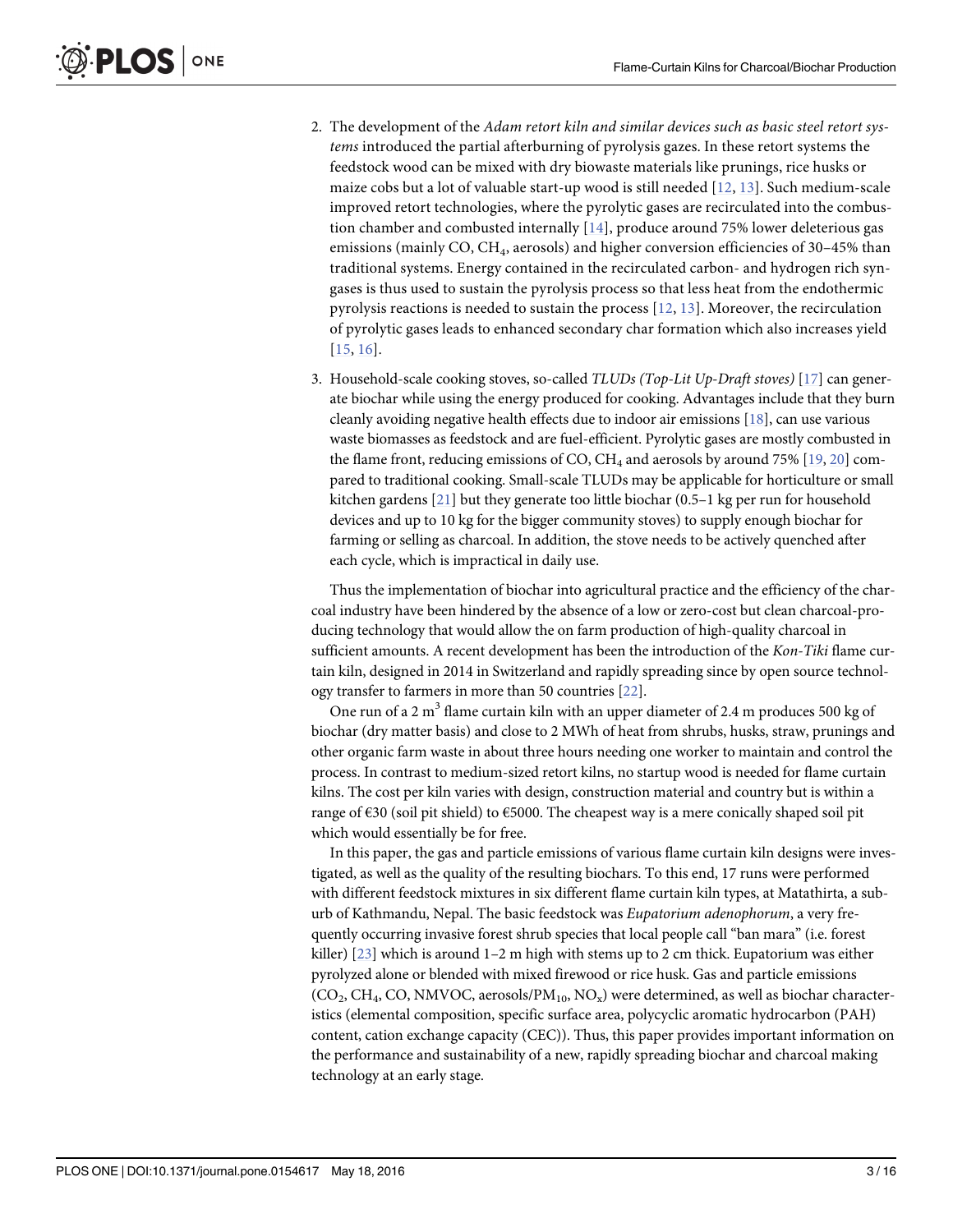2. The development of the *Adam retort kiln and similar devices such as basic steel retort systems* introduced the partial afterburning of pyrolysis gazes. In these retort systems the feedstock wood can be mixed with dry biowaste materials like prunings, rice husks or maize cobs but a lot of valuable start-up wood is still needed [12, 13]. Such medium-scale improved retort technologies, where the pyrolytic gases are recirculated into the combustion chamber and combusted internally [14], produce around 75% lower deleterious gas emissions (mainly CO, $CH_4$, aerosols) and higher conversion efficiencies of 30–45% than traditional systems. Energy contained in the recirculated carbon- and hydrogen rich syngases is thus used to sustain the pyrolysis process so that less heat from the endothermic pyrolysis reactions is needed to sustain the process [12, 13]. Moreover, the recirculation of pyrolytic gases leads to enhanced secondary char formation which also increases yield [15, 16].

3. Household-scale cooking stoves, so-called *TLUDs (Top-Lit Up-Draft stoves)* [17] can generate biochar while using the energy produced for cooking. Advantages include that they burn cleanly avoiding negative health effects due to indoor air emissions [18], can use various waste biomasses as feedstock and are fuel-efficient. Pyrolytic gases are mostly combusted in the flame front, reducing emissions of CO, $CH_4$ and aerosols by around 75% [19, 20] compared to traditional cooking. Small-scale TLUDs may be applicable for horticulture or small kitchen gardens [21] but they generate too little biochar (0.5–1 kg per run for household devices and up to 10 kg for the bigger community stoves) to supply enough biochar for farming or selling as charcoal. In addition, the stove needs to be actively quenched after each cycle, which is impractical in daily use.

Thus the implementation of biochar into agricultural practice and the efficiency of the charcoal industry have been hindered by the absence of a low or zero-cost but clean charcoal-producing technology that would allow the on farm production of high-quality charcoal in sufficient amounts. A recent development has been the introduction of the *Kon-Tiki* flame curtain kiln, designed in 2014 in Switzerland and rapidly spreading since by open source technology transfer to farmers in more than 50 countries [22].

One run of a 2 $m^3$ flame curtain kiln with an upper diameter of 2.4 m produces 500 kg of biochar (dry matter basis) and close to 2 MWh of heat from shrubs, husks, straw, prunings and other organic farm waste in about three hours needing one worker to maintain and control the process. In contrast to medium-sized retort kilns, no startup wood is needed for flame curtain kilns. The cost per kiln varies with design, construction material and country but is within a range of €30 (soil pit shield) to €5000. The cheapest way is a mere conically shaped soil pit which would essentially be for free.

In this paper, the gas and particle emissions of various flame curtain kiln designs were investigated, as well as the quality of the resulting biochars. To this end, 17 runs were performed with different feedstock mixtures in six different flame curtain kiln types, at Matathirta, a suburb of Kathmandu, Nepal. The basic feedstock was *Eupatorium adenophorum*, a very frequently occurring invasive forest shrub species that local people call "ban mara" (i.e. forest killer) [23] which is around 1–2 m high with stems up to 2 cm thick. Eupatorium was either pyrolyzed alone or blended with mixed firewood or rice husk. Gas and particle emissions ($CO_2$, $CH_4$, CO, NMVOC, aerosols/$PM_{10}$, $NO_x$) were determined, as well as biochar characteristics (elemental composition, specific surface area, polycyclic aromatic hydrocarbon (PAH) content, cation exchange capacity (CEC)). Thus, this paper provides important information on the performance and sustainability of a new, rapidly spreading biochar and charcoal making technology at an early stage.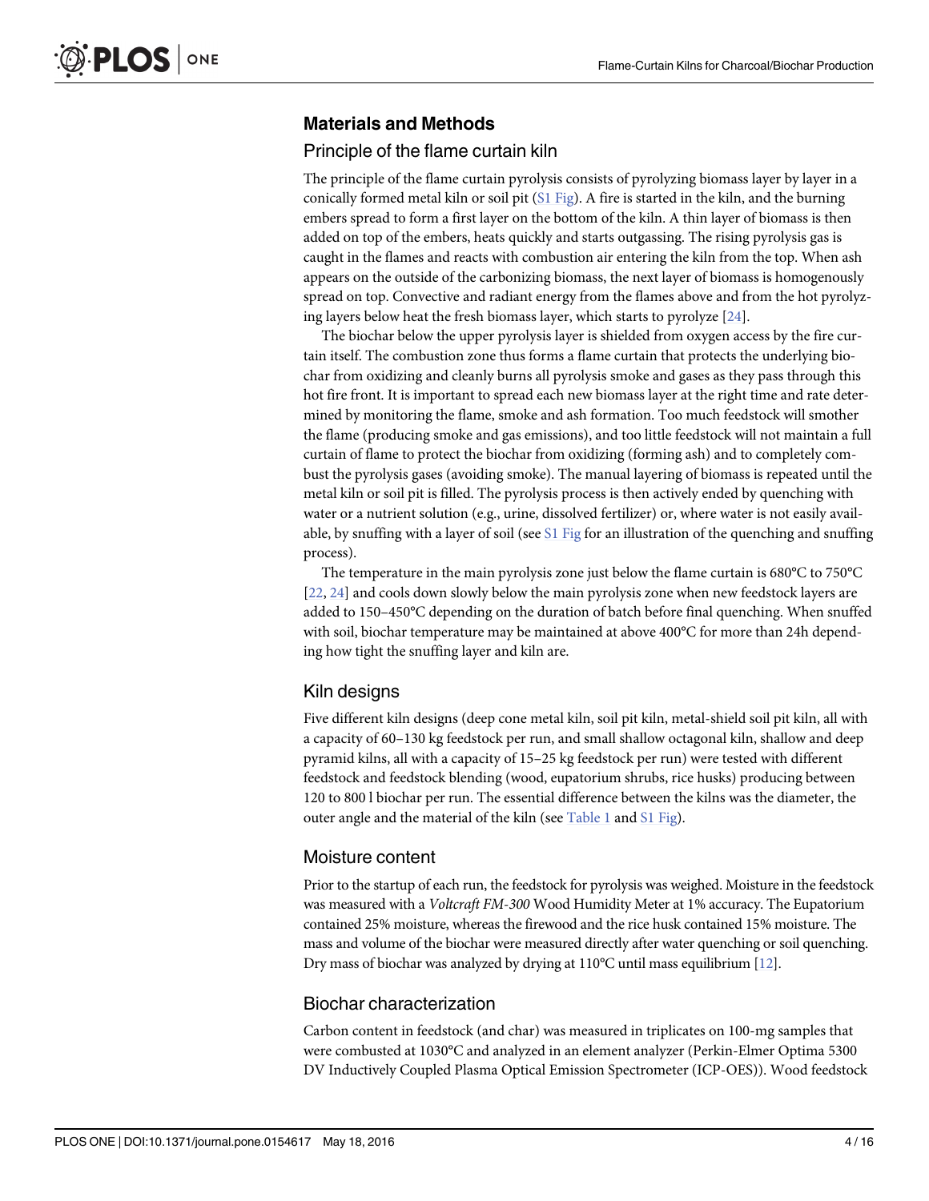## Materials and Methods

### Principle of the flame curtain kiln

The principle of the flame curtain pyrolysis consists of pyrolyzing biomass layer by layer in a conically formed metal kiln or soil pit (S1 Fig). A fire is started in the kiln, and the burning embers spread to form a first layer on the bottom of the kiln. A thin layer of biomass is then added on top of the embers, heats quickly and starts outgassing. The rising pyrolysis gas is caught in the flames and reacts with combustion air entering the kiln from the top. When ash appears on the outside of the carbonizing biomass, the next layer of biomass is homogenously spread on top. Convective and radiant energy from the flames above and from the hot pyrolyzing layers below heat the fresh biomass layer, which starts to pyrolyze [24].

The biochar below the upper pyrolysis layer is shielded from oxygen access by the fire curtain itself. The combustion zone thus forms a flame curtain that protects the underlying biochar from oxidizing and cleanly burns all pyrolysis smoke and gases as they pass through this hot fire front. It is important to spread each new biomass layer at the right time and rate determined by monitoring the flame, smoke and ash formation. Too much feedstock will smother the flame (producing smoke and gas emissions), and too little feedstock will not maintain a full curtain of flame to protect the biochar from oxidizing (forming ash) and to completely combust the pyrolysis gases (avoiding smoke). The manual layering of biomass is repeated until the metal kiln or soil pit is filled. The pyrolysis process is then actively ended by quenching with water or a nutrient solution (e.g., urine, dissolved fertilizer) or, where water is not easily available, by snuffing with a layer of soil (see S1 Fig for an illustration of the quenching and snuffing process).

The temperature in the main pyrolysis zone just below the flame curtain is 680°C to 750°C [22, 24] and cools down slowly below the main pyrolysis zone when new feedstock layers are added to 150–450°C depending on the duration of batch before final quenching. When snuffed with soil, biochar temperature may be maintained at above 400°C for more than 24h depending how tight the snuffing layer and kiln are.

### Kiln designs

Five different kiln designs (deep cone metal kiln, soil pit kiln, metal-shield soil pit kiln, all with a capacity of 60–130 kg feedstock per run, and small shallow octagonal kiln, shallow and deep pyramid kilns, all with a capacity of 15–25 kg feedstock per run) were tested with different feedstock and feedstock blending (wood, eupatorium shrubs, rice husks) producing between 120 to 800 l biochar per run. The essential difference between the kilns was the diameter, the outer angle and the material of the kiln (see Table 1 and S1 Fig).

### Moisture content

Prior to the startup of each run, the feedstock for pyrolysis was weighed. Moisture in the feedstock was measured with a *Voltcraft FM-300* Wood Humidity Meter at 1% accuracy. The Eupatorium contained 25% moisture, whereas the firewood and the rice husk contained 15% moisture. The mass and volume of the biochar were measured directly after water quenching or soil quenching. Dry mass of biochar was analyzed by drying at 110°C until mass equilibrium [12].

### Biochar characterization

Carbon content in feedstock (and char) was measured in triplicates on 100-mg samples that were combusted at 1030°C and analyzed in an element analyzer (Perkin-Elmer Optima 5300 DV Inductively Coupled Plasma Optical Emission Spectrometer (ICP-OES)). Wood feedstock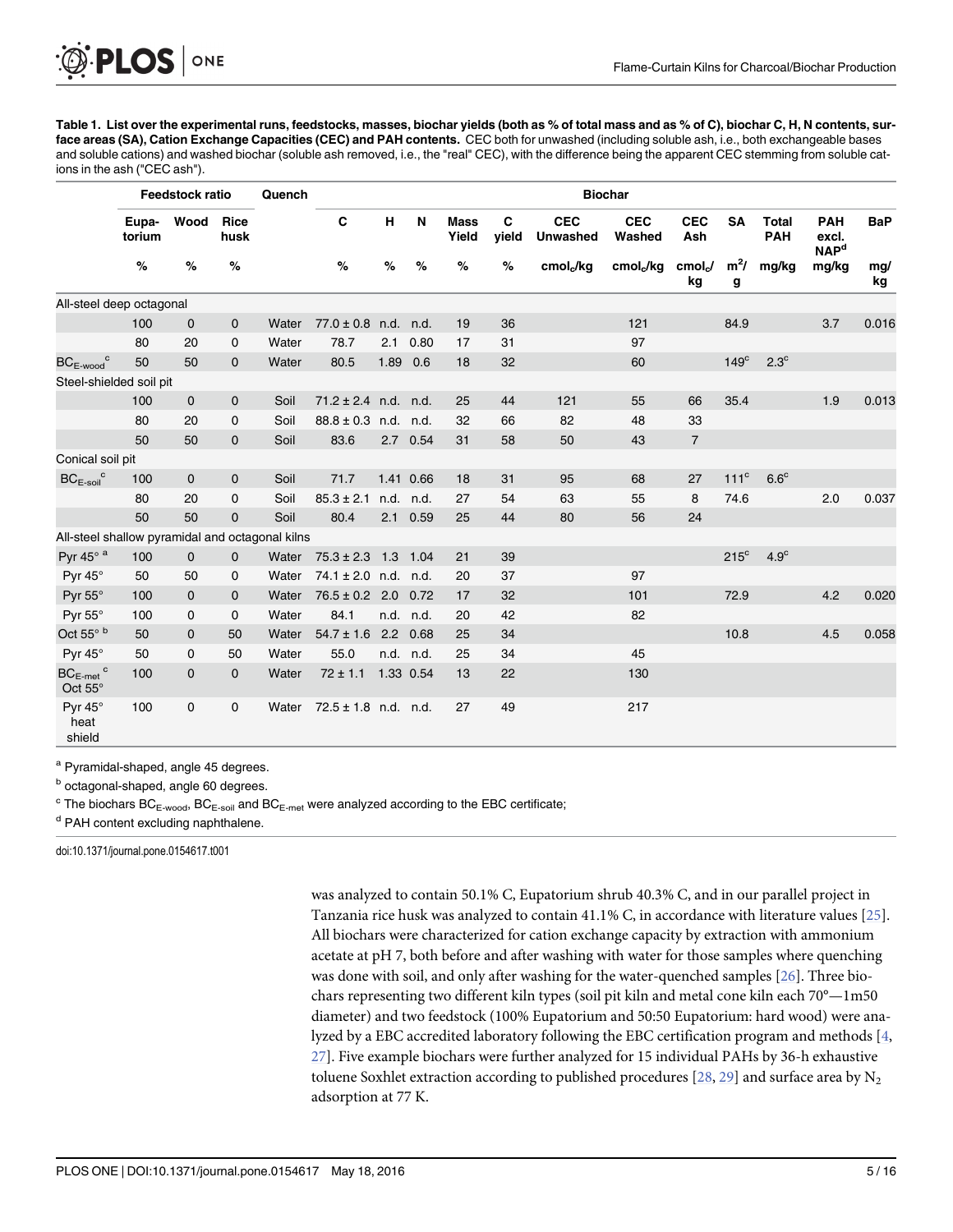**Table 1. List over the experimental runs, feedstocks, masses, biochar yields (both as % of total mass and as % of C), biochar C, H, N contents, surface areas (SA), Cation Exchange Capacities (CEC) and PAH contents.** CEC both for unwashed (including soluble ash, i.e., both exchangeable bases and soluble cations) and washed biochar (soluble ash removed, i.e., the "real" CEC), with the difference being the apparent CEC stemming from soluble cations in the ash ("CEC ash").

| | Feedstock ratio | | | Quench | Biochar | | | | | | | | | | | |
|---|---|---|---|---|---|---|---|---|---|---|---|---|---|---|---|---|
| | Eupatorium | Wood | Rice husk | | C | H | N | Mass Yield | C yield | CEC Unwashed | CEC Washed | CEC Ash | SA | Total PAH | PAH excl. NAP[d] | BaP |
| | % | % | % | | % | % | % | % | % | $cmol_c$/kg | $cmol_c$/kg | $cmol_c$/kg | $m^2$/g | mg/kg | mg/kg | mg/kg |
| All-steel deep octagonal | | | | | | | | | | | | | | | | |
| | 100 | 0 | 0 | Water | 77.0 ± 0.8 | n.d. | n.d. | 19 | 36 | | 121 | | 84.9 | | 3.7 | 0.016 |
| | 80 | 20 | 0 | Water | 78.7 | 2.1 | 0.80 | 17 | 31 | | 97 | | | | | |
| $BC_{E\text{-}wood}$[c] | 50 | 50 | 0 | Water | 80.5 | 1.89 | 0.6 | 18 | 32 | | 60 | | 149[c] | 2.3[c] | | |
| Steel-shielded soil pit | | | | | | | | | | | | | | | | |
| | 100 | 0 | 0 | Soil | 71.2 ± 2.4 | n.d. | n.d. | 25 | 44 | 121 | 55 | 66 | 35.4 | | 1.9 | 0.013 |
| | 80 | 20 | 0 | Soil | 88.8 ± 0.3 | n.d. | n.d. | 32 | 66 | 82 | 48 | 33 | | | | |
| | 50 | 50 | 0 | Soil | 83.6 | 2.7 | 0.54 | 31 | 58 | 50 | 43 | 7 | | | | |
| Conical soil pit | | | | | | | | | | | | | | | | |
| $BC_{E\text{-}soil}$[c] | 100 | 0 | 0 | Soil | 71.7 | 1.41 | 0.66 | 18 | 31 | 95 | 68 | 27 | 111[c] | 6.6[c] | | |
| | 80 | 20 | 0 | Soil | 85.3 ± 2.1 | n.d. | n.d. | 27 | 54 | 63 | 55 | 8 | 74.6 | | 2.0 | 0.037 |
| | 50 | 50 | 0 | Soil | 80.4 | 2.1 | 0.59 | 25 | 44 | 80 | 56 | 24 | | | | |
| All-steel shallow pyramidal and octagonal kilns | | | | | | | | | | | | | | | | |
| Pyr 45° [a] | 100 | 0 | 0 | Water | 75.3 ± 2.3 | 1.3 | 1.04 | 21 | 39 | | | | 215[c] | 4.9[c] | | |
| Pyr 45° | 50 | 50 | 0 | Water | 74.1 ± 2.0 | n.d. | n.d. | 20 | 37 | | 97 | | | | | |
| Pyr 55° | 100 | 0 | 0 | Water | 76.5 ± 0.2 | 2.0 | 0.72 | 17 | 32 | | 101 | | 72.9 | | 4.2 | 0.020 |
| Pyr 55° | 100 | 0 | 0 | Water | 84.1 | n.d. | n.d. | 20 | 42 | | 82 | | | | | |
| Oct 55° [b] | 50 | 0 | 50 | Water | 54.7 ± 1.6 | 2.2 | 0.68 | 25 | 34 | | | | 10.8 | | 4.5 | 0.058 |
| Pyr 45° | 50 | 0 | 50 | Water | 55.0 | n.d. | n.d. | 25 | 34 | | 45 | | | | | |
| $BC_{E\text{-}met}$[c] Oct 55° | 100 | 0 | 0 | Water | 72 ± 1.1 | 1.33 | 0.54 | 13 | 22 | | 130 | | | | | |
| Pyr 45° heat shield | 100 | 0 | 0 | Water | 72.5 ± 1.8 | n.d. | n.d. | 27 | 49 | | 217 | | | | | |

[a] Pyramidal-shaped, angle 45 degrees.

[b] octagonal-shaped, angle 60 degrees.

[c] The biochars $BC_{E\text{-}wood}$, $BC_{E\text{-}soil}$ and $BC_{E\text{-}met}$ were analyzed according to the EBC certificate;

[d] PAH content excluding naphthalene.

doi:10.1371/journal.pone.0154617.t001

was analyzed to contain 50.1% C, Eupatorium shrub 40.3% C, and in our parallel project in Tanzania rice husk was analyzed to contain 41.1% C, in accordance with literature values [25]. All biochars were characterized for cation exchange capacity by extraction with ammonium acetate at pH 7, both before and after washing with water for those samples where quenching was done with soil, and only after washing for the water-quenched samples [26]. Three biochars representing two different kiln types (soil pit kiln and metal cone kiln each 70°—1m50 diameter) and two feedstock (100% Eupatorium and 50:50 Eupatorium: hard wood) were analyzed by a EBC accredited laboratory following the EBC certification program and methods [4, 27]. Five example biochars were further analyzed for 15 individual PAHs by 36-h exhaustive toluene Soxhlet extraction according to published procedures [28, 29] and surface area by $N_2$ adsorption at 77 K.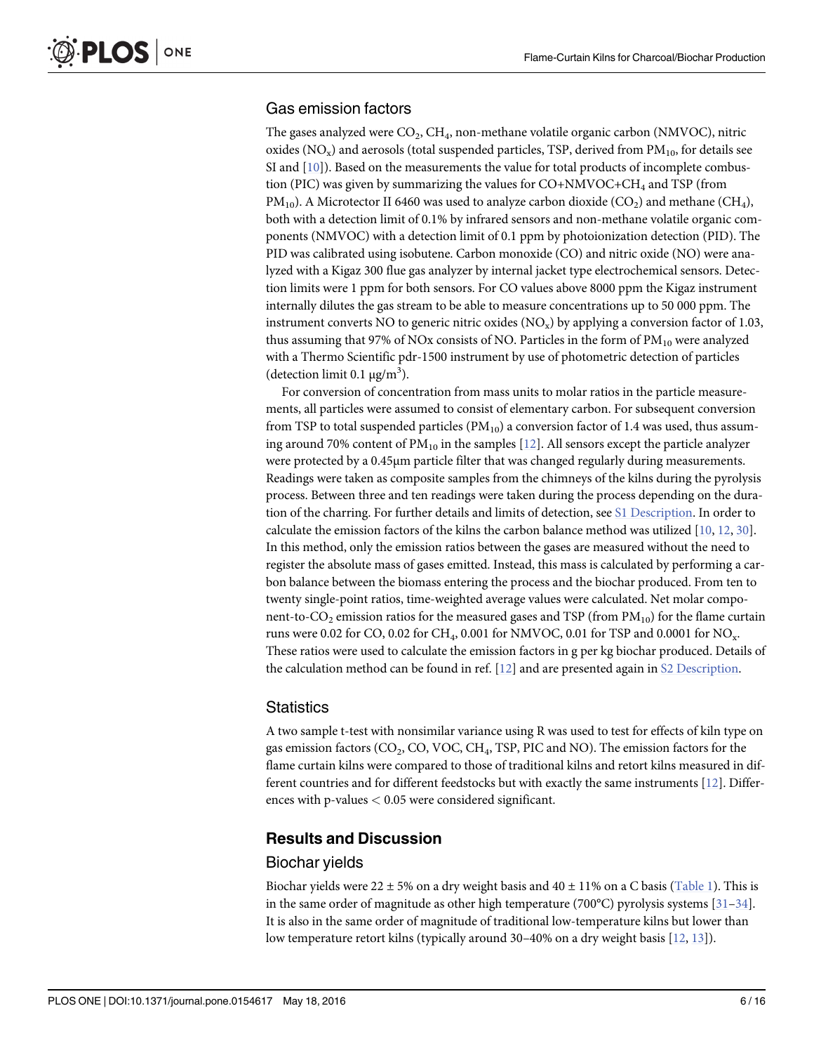## Gas emission factors

The gases analyzed were $CO_2$, $CH_4$, non-methane volatile organic carbon (NMVOC), nitric oxides ($NO_x$) and aerosols (total suspended particles, TSP, derived from $PM_{10}$, for details see SI and [10]). Based on the measurements the value for total products of incomplete combustion (PIC) was given by summarizing the values for CO+NMVOC+$CH_4$ and TSP (from $PM_{10}$). A Microtector II 6460 was used to analyze carbon dioxide ($CO_2$) and methane ($CH_4$), both with a detection limit of 0.1% by infrared sensors and non-methane volatile organic components (NMVOC) with a detection limit of 0.1 ppm by photoionization detection (PID). The PID was calibrated using isobutene. Carbon monoxide (CO) and nitric oxide (NO) were analyzed with a Kigaz 300 flue gas analyzer by internal jacket type electrochemical sensors. Detection limits were 1 ppm for both sensors. For CO values above 8000 ppm the Kigaz instrument internally dilutes the gas stream to be able to measure concentrations up to 50 000 ppm. The instrument converts NO to generic nitric oxides ($NO_x$) by applying a conversion factor of 1.03, thus assuming that 97% of NOx consists of NO. Particles in the form of $PM_{10}$ were analyzed with a Thermo Scientific pdr-1500 instrument by use of photometric detection of particles (detection limit 0.1 μg/$m^3$).

For conversion of concentration from mass units to molar ratios in the particle measurements, all particles were assumed to consist of elementary carbon. For subsequent conversion from TSP to total suspended particles ($PM_{10}$) a conversion factor of 1.4 was used, thus assuming around 70% content of $PM_{10}$ in the samples [12]. All sensors except the particle analyzer were protected by a 0.45μm particle filter that was changed regularly during measurements. Readings were taken as composite samples from the chimneys of the kilns during the pyrolysis process. Between three and ten readings were taken during the process depending on the duration of the charring. For further details and limits of detection, see S1 Description. In order to calculate the emission factors of the kilns the carbon balance method was utilized [10, 12, 30]. In this method, only the emission ratios between the gases are measured without the need to register the absolute mass of gases emitted. Instead, this mass is calculated by performing a carbon balance between the biomass entering the process and the biochar produced. From ten to twenty single-point ratios, time-weighted average values were calculated. Net molar component-to-$CO_2$ emission ratios for the measured gases and TSP (from $PM_{10}$) for the flame curtain runs were 0.02 for CO, 0.02 for $CH_4$, 0.001 for NMVOC, 0.01 for TSP and 0.0001 for $NO_x$. These ratios were used to calculate the emission factors in g per kg biochar produced. Details of the calculation method can be found in ref. [12] and are presented again in S2 Description.

## Statistics

A two sample t-test with nonsimilar variance using R was used to test for effects of kiln type on gas emission factors ($CO_2$, CO, VOC, $CH_4$, TSP, PIC and NO). The emission factors for the flame curtain kilns were compared to those of traditional kilns and retort kilns measured in different countries and for different feedstocks but with exactly the same instruments [12]. Differences with p-values $< 0.05$ were considered significant.

# Results and Discussion

## Biochar yields

Biochar yields were 22 ± 5% on a dry weight basis and 40 ± 11% on a C basis (Table 1). This is in the same order of magnitude as other high temperature (700°C) pyrolysis systems [31–34]. It is also in the same order of magnitude of traditional low-temperature kilns but lower than low temperature retort kilns (typically around 30–40% on a dry weight basis [12, 13]).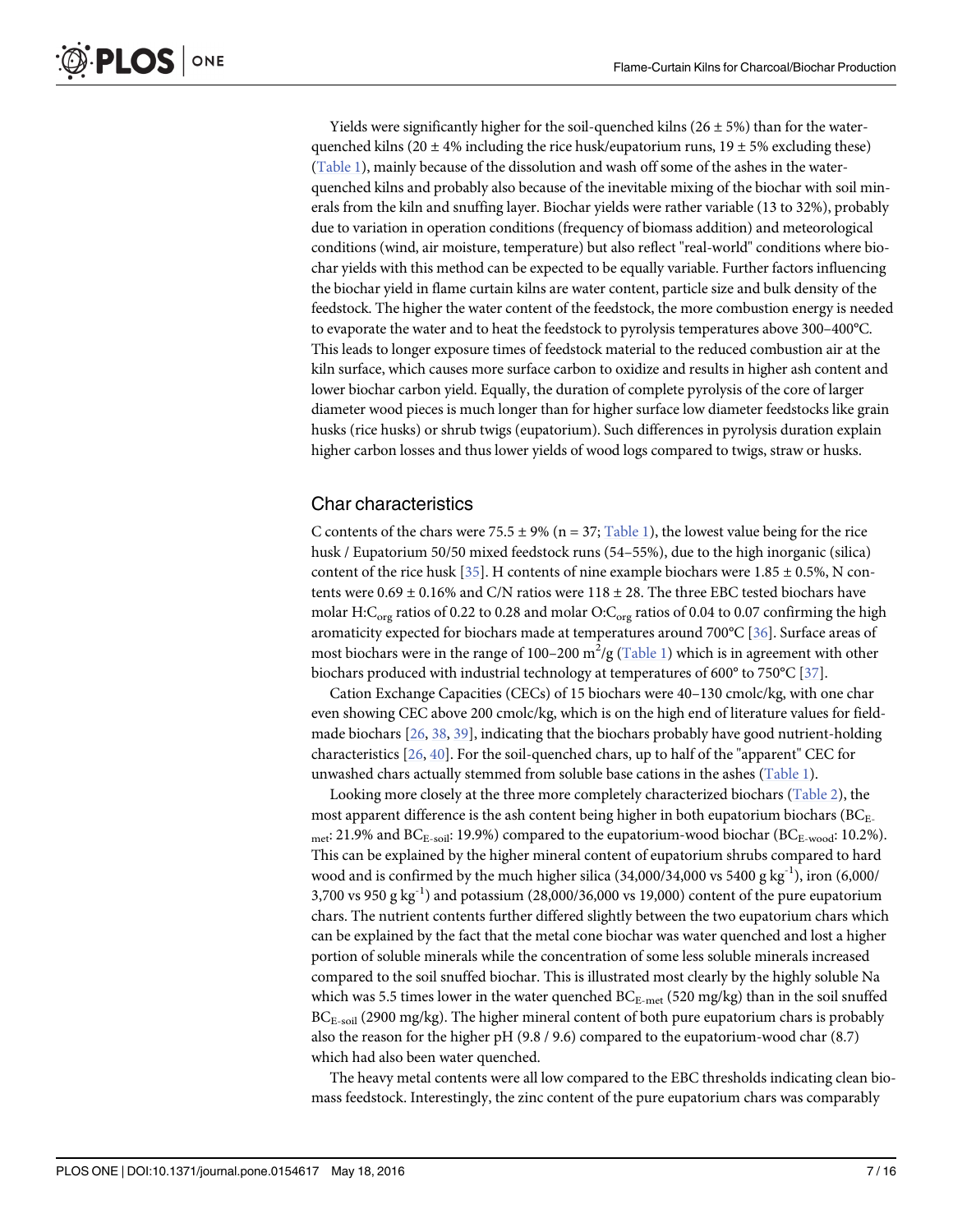Yields were significantly higher for the soil-quenched kilns (26 ± 5%) than for the water-quenched kilns (20 ± 4% including the rice husk/eupatorium runs, 19 ± 5% excluding these) (Table 1), mainly because of the dissolution and wash off some of the ashes in the water-quenched kilns and probably also because of the inevitable mixing of the biochar with soil minerals from the kiln and snuffing layer. Biochar yields were rather variable (13 to 32%), probably due to variation in operation conditions (frequency of biomass addition) and meteorological conditions (wind, air moisture, temperature) but also reflect "real-world" conditions where biochar yields with this method can be expected to be equally variable. Further factors influencing the biochar yield in flame curtain kilns are water content, particle size and bulk density of the feedstock. The higher the water content of the feedstock, the more combustion energy is needed to evaporate the water and to heat the feedstock to pyrolysis temperatures above 300–400°C. This leads to longer exposure times of feedstock material to the reduced combustion air at the kiln surface, which causes more surface carbon to oxidize and results in higher ash content and lower biochar carbon yield. Equally, the duration of complete pyrolysis of the core of larger diameter wood pieces is much longer than for higher surface low diameter feedstocks like grain husks (rice husks) or shrub twigs (eupatorium). Such differences in pyrolysis duration explain higher carbon losses and thus lower yields of wood logs compared to twigs, straw or husks.

## Char characteristics

C contents of the chars were 75.5 ± 9% (n = 37; Table 1), the lowest value being for the rice husk / Eupatorium 50/50 mixed feedstock runs (54–55%), due to the high inorganic (silica) content of the rice husk [35]. H contents of nine example biochars were 1.85 ± 0.5%, N contents were 0.69 ± 0.16% and C/N ratios were 118 ± 28. The three EBC tested biochars have molar $H:C_{org}$ ratios of 0.22 to 0.28 and molar $O:C_{org}$ ratios of 0.04 to 0.07 confirming the high aromaticity expected for biochars made at temperatures around 700°C [36]. Surface areas of most biochars were in the range of 100–200 $m^2/g$ (Table 1) which is in agreement with other biochars produced with industrial technology at temperatures of 600° to 750°C [37].

Cation Exchange Capacities (CECs) of 15 biochars were 40–130 cmolc/kg, with one char even showing CEC above 200 cmolc/kg, which is on the high end of literature values for field-made biochars [26, 38, 39], indicating that the biochars probably have good nutrient-holding characteristics [26, 40]. For the soil-quenched chars, up to half of the "apparent" CEC for unwashed chars actually stemmed from soluble base cations in the ashes (Table 1).

Looking more closely at the three more completely characterized biochars (Table 2), the most apparent difference is the ash content being higher in both eupatorium biochars ($BC_{E\text{-}met}$: 21.9% and $BC_{E\text{-}soil}$: 19.9%) compared to the eupatorium-wood biochar ($BC_{E\text{-}wood}$: 10.2%). This can be explained by the higher mineral content of eupatorium shrubs compared to hard wood and is confirmed by the much higher silica (34,000/34,000 vs 5400 g $kg^{-1}$), iron (6,000/3,700 vs 950 g $kg^{-1}$) and potassium (28,000/36,000 vs 19,000) content of the pure eupatorium chars. The nutrient contents further differed slightly between the two eupatorium chars which can be explained by the fact that the metal cone biochar was water quenched and lost a higher portion of soluble minerals while the concentration of some less soluble minerals increased compared to the soil snuffed biochar. This is illustrated most clearly by the highly soluble Na which was 5.5 times lower in the water quenched $BC_{E\text{-}met}$ (520 mg/kg) than in the soil snuffed $BC_{E\text{-}soil}$ (2900 mg/kg). The higher mineral content of both pure eupatorium chars is probably also the reason for the higher pH (9.8 / 9.6) compared to the eupatorium-wood char (8.7) which had also been water quenched.

The heavy metal contents were all low compared to the EBC thresholds indicating clean biomass feedstock. Interestingly, the zinc content of the pure eupatorium chars was comparably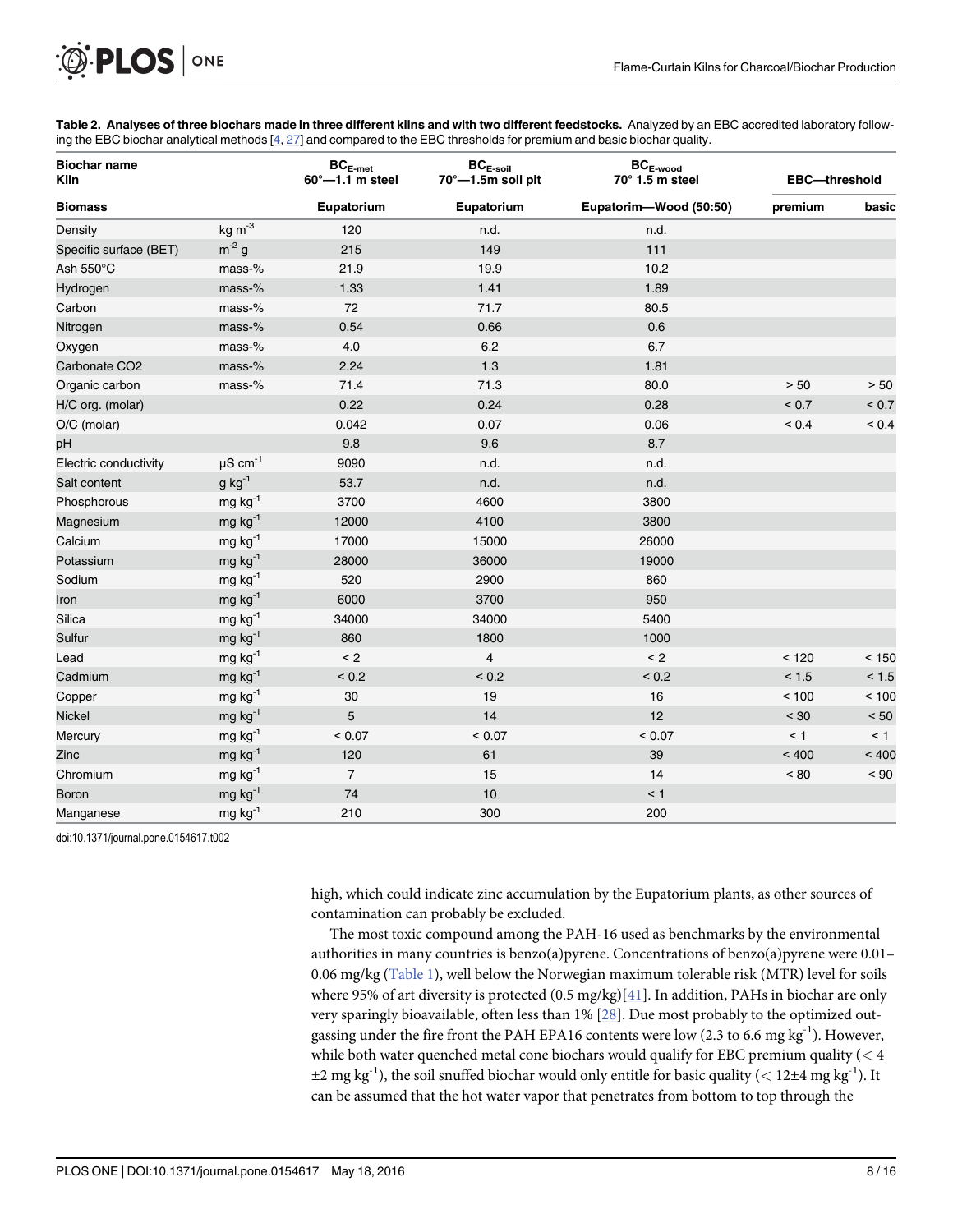**Table 2. Analyses of three biochars made in three different kilns and with two different feedstocks.** Analyzed by an EBC accredited laboratory following the EBC biochar analytical methods [4, 27] and compared to the EBC thresholds for premium and basic biochar quality.

| Biochar name Kiln | | $BC_{E\text{-}met}$ 60°—1.1 m steel | $BC_{E\text{-}soil}$ 70°—1.5m soil pit | $BC_{E\text{-}wood}$ 70° 1.5 m steel | EBC—threshold | |
|---|---|---|---|---|---|---|
| **Biomass** | | **Eupatorium** | **Eupatorium** | **Eupatorim—Wood (50:50)** | **premium** | **basic** |
| Density | kg $m^{-3}$ | 120 | n.d. | n.d. | | |
| Specific surface (BET) | $m^{-2}$ g | 215 | 149 | 111 | | |
| Ash 550°C | mass-% | 21.9 | 19.9 | 10.2 | | |
| Hydrogen | mass-% | 1.33 | 1.41 | 1.89 | | |
| Carbon | mass-% | 72 | 71.7 | 80.5 | | |
| Nitrogen | mass-% | 0.54 | 0.66 | 0.6 | | |
| Oxygen | mass-% | 4.0 | 6.2 | 6.7 | | |
| Carbonate CO2 | mass-% | 2.24 | 1.3 | 1.81 | | |
| Organic carbon | mass-% | 71.4 | 71.3 | 80.0 | > 50 | > 50 |
| H/C org. (molar) | | 0.22 | 0.24 | 0.28 | < 0.7 | < 0.7 |
| O/C (molar) | | 0.042 | 0.07 | 0.06 | < 0.4 | < 0.4 |
| pH | | 9.8 | 9.6 | 8.7 | | |
| Electric conductivity | µS $cm^{-1}$ | 9090 | n.d. | n.d. | | |
| Salt content | g $kg^{-1}$ | 53.7 | n.d. | n.d. | | |
| Phosphorous | mg $kg^{-1}$ | 3700 | 4600 | 3800 | | |
| Magnesium | mg $kg^{-1}$ | 12000 | 4100 | 3800 | | |
| Calcium | mg $kg^{-1}$ | 17000 | 15000 | 26000 | | |
| Potassium | mg $kg^{-1}$ | 28000 | 36000 | 19000 | | |
| Sodium | mg $kg^{-1}$ | 520 | 2900 | 860 | | |
| Iron | mg $kg^{-1}$ | 6000 | 3700 | 950 | | |
| Silica | mg $kg^{-1}$ | 34000 | 34000 | 5400 | | |
| Sulfur | mg $kg^{-1}$ | 860 | 1800 | 1000 | | |
| Lead | mg $kg^{-1}$ | < 2 | 4 | < 2 | < 120 | < 150 |
| Cadmium | mg $kg^{-1}$ | < 0.2 | < 0.2 | < 0.2 | < 1.5 | < 1.5 |
| Copper | mg $kg^{-1}$ | 30 | 19 | 16 | < 100 | < 100 |
| Nickel | mg $kg^{-1}$ | 5 | 14 | 12 | < 30 | < 50 |
| Mercury | mg $kg^{-1}$ | < 0.07 | < 0.07 | < 0.07 | < 1 | < 1 |
| Zinc | mg $kg^{-1}$ | 120 | 61 | 39 | < 400 | < 400 |
| Chromium | mg $kg^{-1}$ | 7 | 15 | 14 | < 80 | < 90 |
| Boron | mg $kg^{-1}$ | 74 | 10 | < 1 | | |
| Manganese | mg $kg^{-1}$ | 210 | 300 | 200 | | |

doi:10.1371/journal.pone.0154617.t002

high, which could indicate zinc accumulation by the Eupatorium plants, as other sources of contamination can probably be excluded.

The most toxic compound among the PAH-16 used as benchmarks by the environmental authorities in many countries is benzo(a)pyrene. Concentrations of benzo(a)pyrene were 0.01–0.06 mg/kg (Table 1), well below the Norwegian maximum tolerable risk (MTR) level for soils where 95% of art diversity is protected (0.5 mg/kg)[41]. In addition, PAHs in biochar are only very sparingly bioavailable, often less than 1% [28]. Due most probably to the optimized outgassing under the fire front the PAH EPA16 contents were low (2.3 to 6.6 mg $kg^{-1}$). However, while both water quenched metal cone biochars would qualify for EBC premium quality ($< 4 \pm 2$ mg $kg^{-1}$), the soil snuffed biochar would only entitle for basic quality ($< 12 \pm 4$ mg $kg^{-1}$). It can be assumed that the hot water vapor that penetrates from bottom to top through the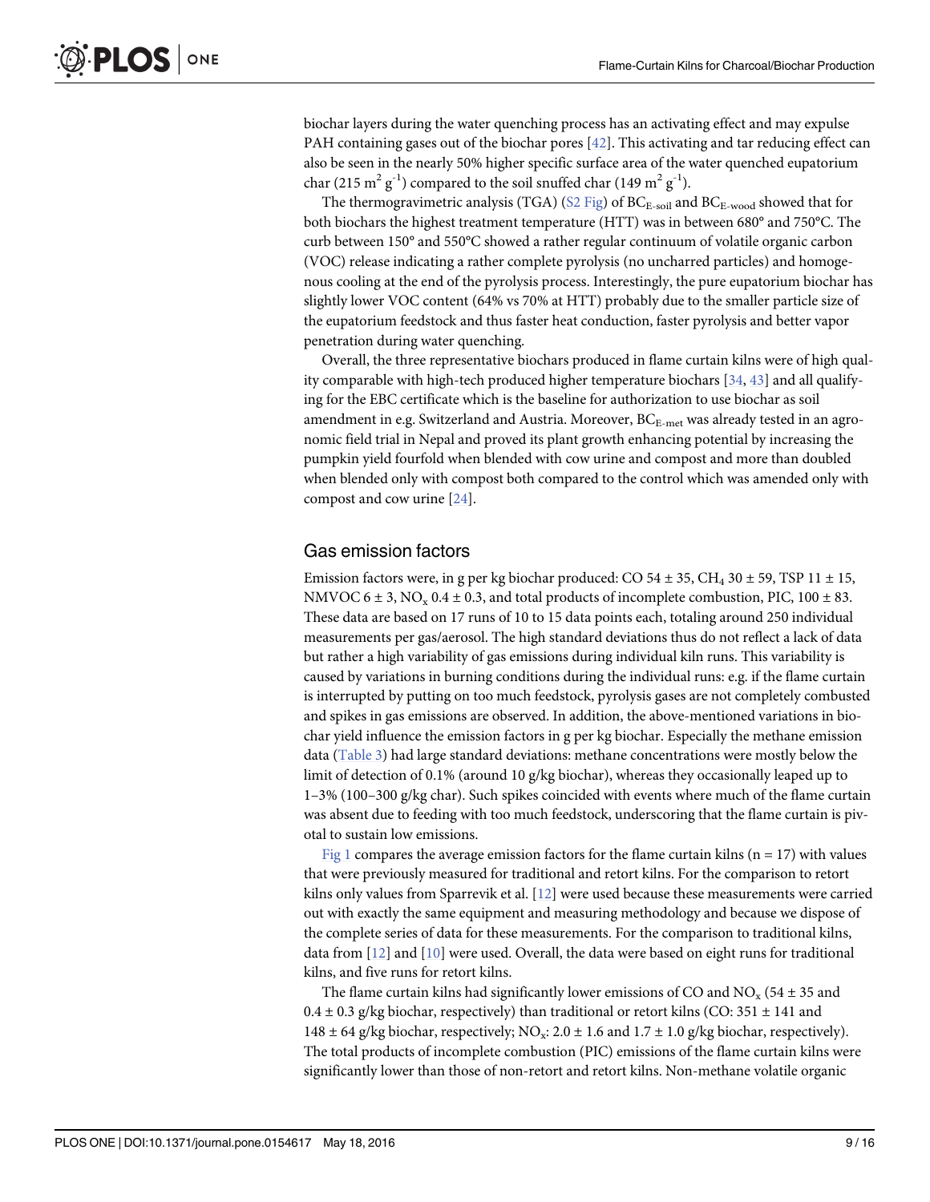biochar layers during the water quenching process has an activating effect and may expulse PAH containing gases out of the biochar pores [42]. This activating and tar reducing effect can also be seen in the nearly 50% higher specific surface area of the water quenched eupatorium char (215 $m^2 g^{-1}$) compared to the soil snuffed char (149 $m^2 g^{-1}$).

The thermogravimetric analysis (TGA) (S2 Fig) of $BC_{E\text{-}soil}$ and $BC_{E\text{-}wood}$ showed that for both biochars the highest treatment temperature (HTT) was in between 680° and 750°C. The curb between 150° and 550°C showed a rather regular continuum of volatile organic carbon (VOC) release indicating a rather complete pyrolysis (no uncharred particles) and homogenous cooling at the end of the pyrolysis process. Interestingly, the pure eupatorium biochar has slightly lower VOC content (64% vs 70% at HTT) probably due to the smaller particle size of the eupatorium feedstock and thus faster heat conduction, faster pyrolysis and better vapor penetration during water quenching.

Overall, the three representative biochars produced in flame curtain kilns were of high quality comparable with high-tech produced higher temperature biochars [34, 43] and all qualifying for the EBC certificate which is the baseline for authorization to use biochar as soil amendment in e.g. Switzerland and Austria. Moreover, $BC_{E\text{-}met}$ was already tested in an agronomic field trial in Nepal and proved its plant growth enhancing potential by increasing the pumpkin yield fourfold when blended with cow urine and compost and more than doubled when blended only with compost both compared to the control which was amended only with compost and cow urine [24].

## Gas emission factors

Emission factors were, in g per kg biochar produced: CO 54 ± 35, $CH_4$ 30 ± 59, TSP 11 ± 15, NMVOC 6 ± 3, $NO_x$ 0.4 ± 0.3, and total products of incomplete combustion, PIC, 100 ± 83. These data are based on 17 runs of 10 to 15 data points each, totaling around 250 individual measurements per gas/aerosol. The high standard deviations thus do not reflect a lack of data but rather a high variability of gas emissions during individual kiln runs. This variability is caused by variations in burning conditions during the individual runs: e.g. if the flame curtain is interrupted by putting on too much feedstock, pyrolysis gases are not completely combusted and spikes in gas emissions are observed. In addition, the above-mentioned variations in biochar yield influence the emission factors in g per kg biochar. Especially the methane emission data (Table 3) had large standard deviations: methane concentrations were mostly below the limit of detection of 0.1% (around 10 g/kg biochar), whereas they occasionally leaped up to 1–3% (100–300 g/kg char). Such spikes coincided with events where much of the flame curtain was absent due to feeding with too much feedstock, underscoring that the flame curtain is pivotal to sustain low emissions.

Fig 1 compares the average emission factors for the flame curtain kilns (n = 17) with values that were previously measured for traditional and retort kilns. For the comparison to retort kilns only values from Sparrevik et al. [12] were used because these measurements were carried out with exactly the same equipment and measuring methodology and because we dispose of the complete series of data for these measurements. For the comparison to traditional kilns, data from [12] and [10] were used. Overall, the data were based on eight runs for traditional kilns, and five runs for retort kilns.

The flame curtain kilns had significantly lower emissions of CO and $NO_x$ (54 ± 35 and 0.4 ± 0.3 g/kg biochar, respectively) than traditional or retort kilns (CO: 351 ± 141 and 148 ± 64 g/kg biochar, respectively; $NO_x$: 2.0 ± 1.6 and 1.7 ± 1.0 g/kg biochar, respectively). The total products of incomplete combustion (PIC) emissions of the flame curtain kilns were significantly lower than those of non-retort and retort kilns. Non-methane volatile organic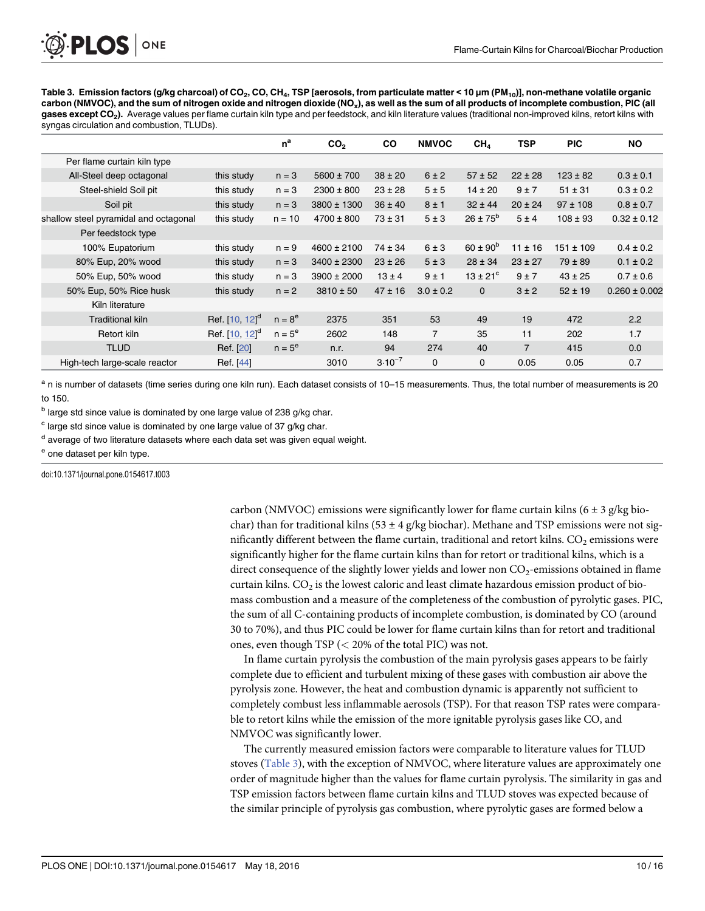**Table 3. Emission factors (g/kg charcoal) of $CO_2$, CO, $CH_4$, TSP [aerosols, from particulate matter < 10 μm ($PM_{10}$)], non-methane volatile organic carbon (NMVOC), and the sum of nitrogen oxide and nitrogen dioxide ($NO_x$), as well as the sum of all products of incomplete combustion, PIC (all gases except $CO_2$).** Average values per flame curtain kiln type and per feedstock, and kiln literature values (traditional non-improved kilns, retort kilns with syngas circulation and combustion, TLUDs).

| | | n[a] | $CO_2$ | CO | NMVOC | $CH_4$ | TSP | PIC | NO |
|---|---|---|---|---|---|---|---|---|---|
| Per flame curtain kiln type | | | | | | | | | |
| All-Steel deep octagonal | this study | n = 3 | 5600 ± 700 | 38 ± 20 | 6 ± 2 | 57 ± 52 | 22 ± 28 | 123 ± 82 | 0.3 ± 0.1 |
| Steel-shield Soil pit | this study | n = 3 | 2300 ± 800 | 23 ± 28 | 5 ± 5 | 14 ± 20 | 9 ± 7 | 51 ± 31 | 0.3 ± 0.2 |
| Soil pit | this study | n = 3 | 3800 ± 1300 | 36 ± 40 | 8 ± 1 | 32 ± 44 | 20 ± 24 | 97 ± 108 | 0.8 ± 0.7 |
| shallow steel pyramidal and octagonal | this study | n = 10 | 4700 ± 800 | 73 ± 31 | 5 ± 3 | 26 ± 75[b] | 5 ± 4 | 108 ± 93 | 0.32 ± 0.12 |
| Per feedstock type | | | | | | | | | |
| 100% Eupatorium | this study | n = 9 | 4600 ± 2100 | 74 ± 34 | 6 ± 3 | 60 ± 90[b] | 11 ± 16 | 151 ± 109 | 0.4 ± 0.2 |
| 80% Eup, 20% wood | this study | n = 3 | 3400 ± 2300 | 23 ± 26 | 5 ± 3 | 28 ± 34 | 23 ± 27 | 79 ± 89 | 0.1 ± 0.2 |
| 50% Eup, 50% wood | this study | n = 3 | 3900 ± 2000 | 13 ± 4 | 9 ± 1 | 13 ± 21[c] | 9 ± 7 | 43 ± 25 | 0.7 ± 0.6 |
| 50% Eup, 50% Rice husk | this study | n = 2 | 3810 ± 50 | 47 ± 16 | 3.0 ± 0.2 | 0 | 3 ± 2 | 52 ± 19 | 0.260 ± 0.002 |
| Kiln literature | | | | | | | | | |
| Traditional kiln | Ref. [10, 12][d] | n = 8[e] | 2375 | 351 | 53 | 49 | 19 | 472 | 2.2 |
| Retort kiln | Ref. [10, 12][d] | n = 5[e] | 2602 | 148 | 7 | 35 | 11 | 202 | 1.7 |
| TLUD | Ref. [20] | n = 5[e] | n.r. | 94 | 274 | 40 | 7 | 415 | 0.0 |
| High-tech large-scale reactor | Ref. [44] | | 3010 | $3 \cdot 10^{-7}$ | 0 | 0 | 0.05 | 0.05 | 0.7 |

[a] n is number of datasets (time series during one kiln run). Each dataset consists of 10–15 measurements. Thus, the total number of measurements is 20 to 150.

[b] large std since value is dominated by one large value of 238 g/kg char.

[c] large std since value is dominated by one large value of 37 g/kg char.

[d] average of two literature datasets where each data set was given equal weight.

[e] one dataset per kiln type.

doi:10.1371/journal.pone.0154617.t003

carbon (NMVOC) emissions were significantly lower for flame curtain kilns (6 ± 3 g/kg biochar) than for traditional kilns (53 ± 4 g/kg biochar). Methane and TSP emissions were not significantly different between the flame curtain, traditional and retort kilns. $CO_2$ emissions were significantly higher for the flame curtain kilns than for retort or traditional kilns, which is a direct consequence of the slightly lower yields and lower non $CO_2$-emissions obtained in flame curtain kilns. $CO_2$ is the lowest caloric and least climate hazardous emission product of biomass combustion and a measure of the completeness of the combustion of pyrolytic gases. PIC, the sum of all C-containing products of incomplete combustion, is dominated by CO (around 30 to 70%), and thus PIC could be lower for flame curtain kilns than for retort and traditional ones, even though TSP (< 20% of the total PIC) was not.

In flame curtain pyrolysis the combustion of the main pyrolysis gases appears to be fairly complete due to efficient and turbulent mixing of these gases with combustion air above the pyrolysis zone. However, the heat and combustion dynamic is apparently not sufficient to completely combust less inflammable aerosols (TSP). For that reason TSP rates were comparable to retort kilns while the emission of the more ignitable pyrolysis gases like CO, and NMVOC was significantly lower.

The currently measured emission factors were comparable to literature values for TLUD stoves (Table 3), with the exception of NMVOC, where literature values are approximately one order of magnitude higher than the values for flame curtain pyrolysis. The similarity in gas and TSP emission factors between flame curtain kilns and TLUD stoves was expected because of the similar principle of pyrolysis gas combustion, where pyrolytic gases are formed below a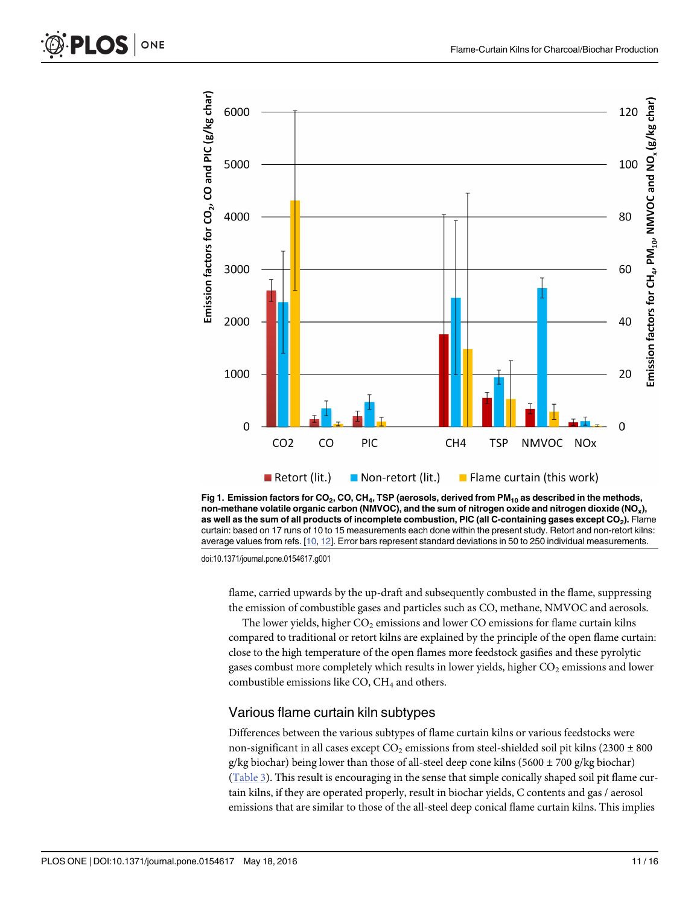**Fig 1. Emission factors for $CO_2$, CO, $CH_4$, TSP (aerosols, derived from $PM_{10}$ as described in the methods, non-methane volatile organic carbon (NMVOC), and the sum of nitrogen oxide and nitrogen dioxide ($NO_x$), as well as the sum of all products of incomplete combustion, PIC (all C-containing gases except $CO_2$).** Flame curtain: based on 17 runs of 10 to 15 measurements each done within the present study. Retort and non-retort kilns: average values from refs. [10, 12]. Error bars represent standard deviations in 50 to 250 individual measurements.

doi:10.1371/journal.pone.0154617.g001

flame, carried upwards by the up-draft and subsequently combusted in the flame, suppressing the emission of combustible gases and particles such as CO, methane, NMVOC and aerosols.

The lower yields, higher $CO_2$ emissions and lower CO emissions for flame curtain kilns compared to traditional or retort kilns are explained by the principle of the open flame curtain: close to the high temperature of the open flames more feedstock gasifies and these pyrolytic gases combust more completely which results in lower yields, higher $CO_2$ emissions and lower combustible emissions like CO, $CH_4$ and others.

## Various flame curtain kiln subtypes

Differences between the various subtypes of flame curtain kilns or various feedstocks were non-significant in all cases except $CO_2$ emissions from steel-shielded soil pit kilns (2300 ± 800 g/kg biochar) being lower than those of all-steel deep cone kilns (5600 ± 700 g/kg biochar) (Table 3). This result is encouraging in the sense that simple conically shaped soil pit flame curtain kilns, if they are operated properly, result in biochar yields, C contents and gas / aerosol emissions that are similar to those of the all-steel deep conical flame curtain kilns. This implies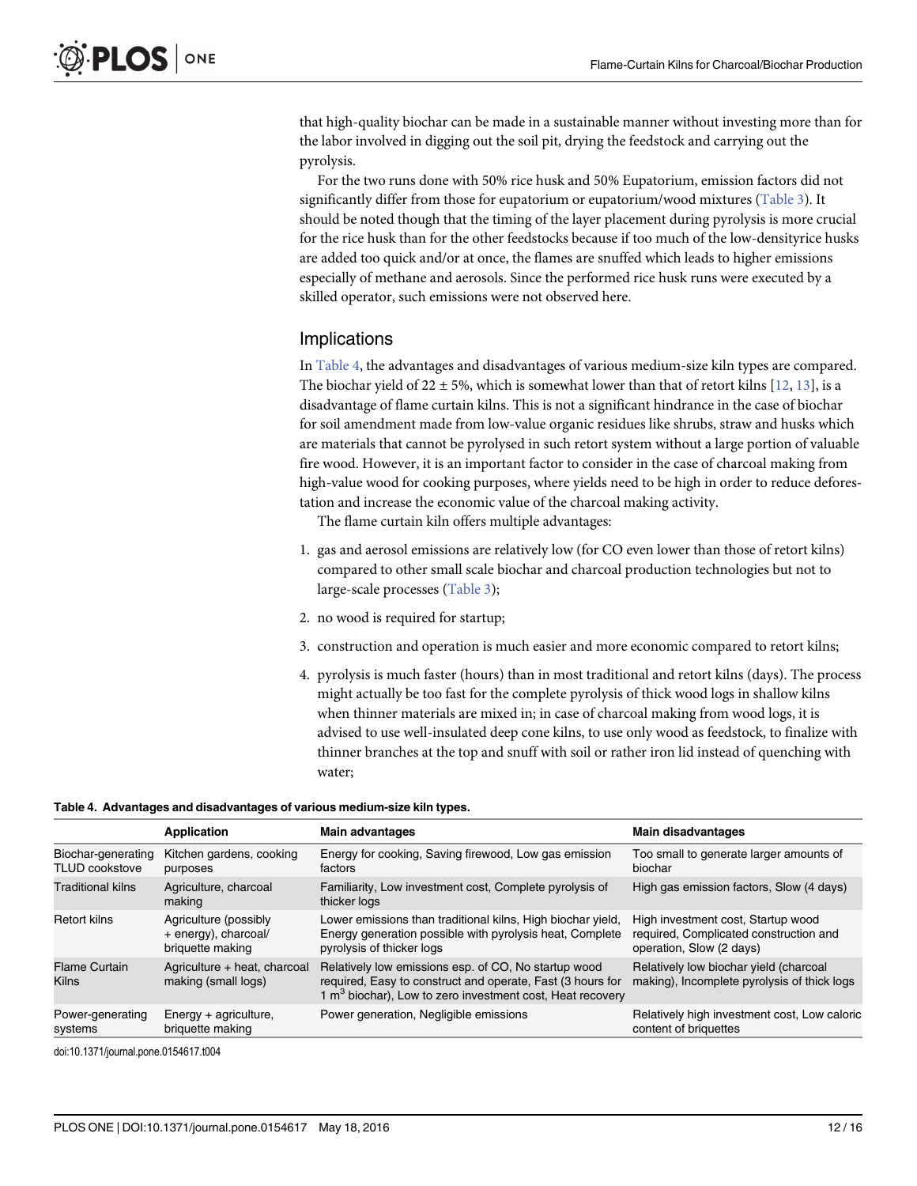that high-quality biochar can be made in a sustainable manner without investing more than for the labor involved in digging out the soil pit, drying the feedstock and carrying out the pyrolysis.

For the two runs done with 50% rice husk and 50% Eupatorium, emission factors did not significantly differ from those for eupatorium or eupatorium/wood mixtures (Table 3). It should be noted though that the timing of the layer placement during pyrolysis is more crucial for the rice husk than for the other feedstocks because if too much of the low-densityrice husks are added too quick and/or at once, the flames are snuffed which leads to higher emissions especially of methane and aerosols. Since the performed rice husk runs were executed by a skilled operator, such emissions were not observed here.

## Implications

In Table 4, the advantages and disadvantages of various medium-size kiln types are compared. The biochar yield of 22 ± 5%, which is somewhat lower than that of retort kilns [12, 13], is a disadvantage of flame curtain kilns. This is not a significant hindrance in the case of biochar for soil amendment made from low-value organic residues like shrubs, straw and husks which are materials that cannot be pyrolysed in such retort system without a large portion of valuable fire wood. However, it is an important factor to consider in the case of charcoal making from high-value wood for cooking purposes, where yields need to be high in order to reduce deforestation and increase the economic value of the charcoal making activity.

The flame curtain kiln offers multiple advantages:

1. gas and aerosol emissions are relatively low (for CO even lower than those of retort kilns) compared to other small scale biochar and charcoal production technologies but not to large-scale processes (Table 3);
2. no wood is required for startup;
3. construction and operation is much easier and more economic compared to retort kilns;
4. pyrolysis is much faster (hours) than in most traditional and retort kilns (days). The process might actually be too fast for the complete pyrolysis of thick wood logs in shallow kilns when thinner materials are mixed in; in case of charcoal making from wood logs, it is advised to use well-insulated deep cone kilns, to use only wood as feedstock, to finalize with thinner branches at the top and snuff with soil or rather iron lid instead of quenching with water;

**Table 4. Advantages and disadvantages of various medium-size kiln types.**

| | Application | Main advantages | Main disadvantages |
|---|---|---|---|
| Biochar-generating TLUD cookstove | Kitchen gardens, cooking purposes | Energy for cooking, Saving firewood, Low gas emission factors | Too small to generate larger amounts of biochar |
| Traditional kilns | Agriculture, charcoal making | Familiarity, Low investment cost, Complete pyrolysis of thicker logs | High gas emission factors, Slow (4 days) |
| Retort kilns | Agriculture (possibly + energy), charcoal/ briquette making | Lower emissions than traditional kilns, High biochar yield, Energy generation possible with pyrolysis heat, Complete pyrolysis of thicker logs | High investment cost, Startup wood required, Complicated construction and operation, Slow (2 days) |
| Flame Curtain Kilns | Agriculture + heat, charcoal making (small logs) | Relatively low emissions esp. of CO, No startup wood required, Easy to construct and operate, Fast (3 hours for 1 $m^3$ biochar), Low to zero investment cost, Heat recovery | Relatively low biochar yield (charcoal making), Incomplete pyrolysis of thick logs |
| Power-generating systems | Energy + agriculture, briquette making | Power generation, Negligible emissions | Relatively high investment cost, Low caloric content of briquettes |

doi:10.1371/journal.pone.0154617.t004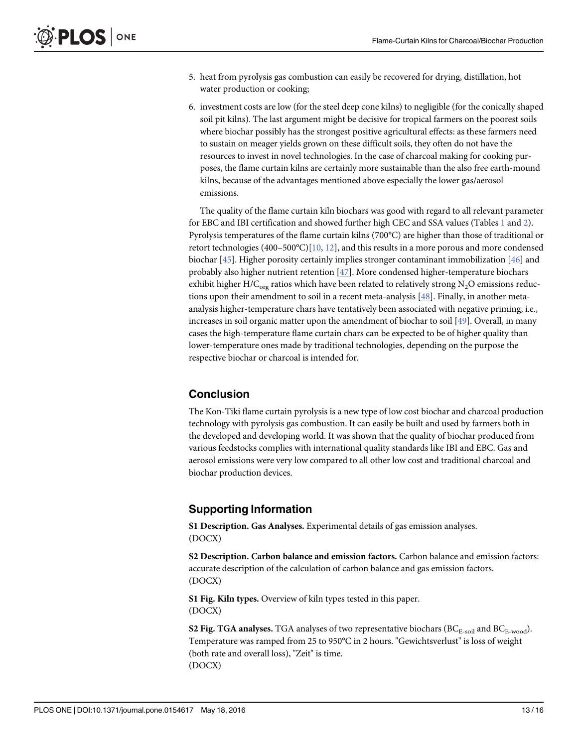5. heat from pyrolysis gas combustion can easily be recovered for drying, distillation, hot water production or cooking;
6. investment costs are low (for the steel deep cone kilns) to negligible (for the conically shaped soil pit kilns). The last argument might be decisive for tropical farmers on the poorest soils where biochar possibly has the strongest positive agricultural effects: as these farmers need to sustain on meager yields grown on these difficult soils, they often do not have the resources to invest in novel technologies. In the case of charcoal making for cooking purposes, the flame curtain kilns are certainly more sustainable than the also free earth-mound kilns, because of the advantages mentioned above especially the lower gas/aerosol emissions.

The quality of the flame curtain kiln biochars was good with regard to all relevant parameter for EBC and IBI certification and showed further high CEC and SSA values (Tables 1 and 2). Pyrolysis temperatures of the flame curtain kilns (700°C) are higher than those of traditional or retort technologies (400–500°C)[10, 12], and this results in a more porous and more condensed biochar [45]. Higher porosity certainly implies stronger contaminant immobilization [46] and probably also higher nutrient retention [47]. More condensed higher-temperature biochars exhibit higher $H/C_{org}$ ratios which have been related to relatively strong $N_2O$ emissions reductions upon their amendment to soil in a recent meta-analysis [48]. Finally, in another meta-analysis higher-temperature chars have tentatively been associated with negative priming, i.e., increases in soil organic matter upon the amendment of biochar to soil [49]. Overall, in many cases the high-temperature flame curtain chars can be expected to be of higher quality than lower-temperature ones made by traditional technologies, depending on the purpose the respective biochar or charcoal is intended for.

## Conclusion

The Kon-Tiki flame curtain pyrolysis is a new type of low cost biochar and charcoal production technology with pyrolysis gas combustion. It can easily be built and used by farmers both in the developed and developing world. It was shown that the quality of biochar produced from various feedstocks complies with international quality standards like IBI and EBC. Gas and aerosol emissions were very low compared to all other low cost and traditional charcoal and biochar production devices.

## Supporting Information

**S1 Description. Gas Analyses.** Experimental details of gas emission analyses.
(DOCX)

**S2 Description. Carbon balance and emission factors.** Carbon balance and emission factors: accurate description of the calculation of carbon balance and gas emission factors.
(DOCX)

**S1 Fig. Kiln types.** Overview of kiln types tested in this paper.
(DOCX)

**S2 Fig. TGA analyses.** TGA analyses of two representative biochars ($BC_{E\text{-}soil}$ and $BC_{E\text{-}wood}$). Temperature was ramped from 25 to 950°C in 2 hours. "Gewichtsverlust" is loss of weight (both rate and overall loss), "Zeit" is time.
(DOCX)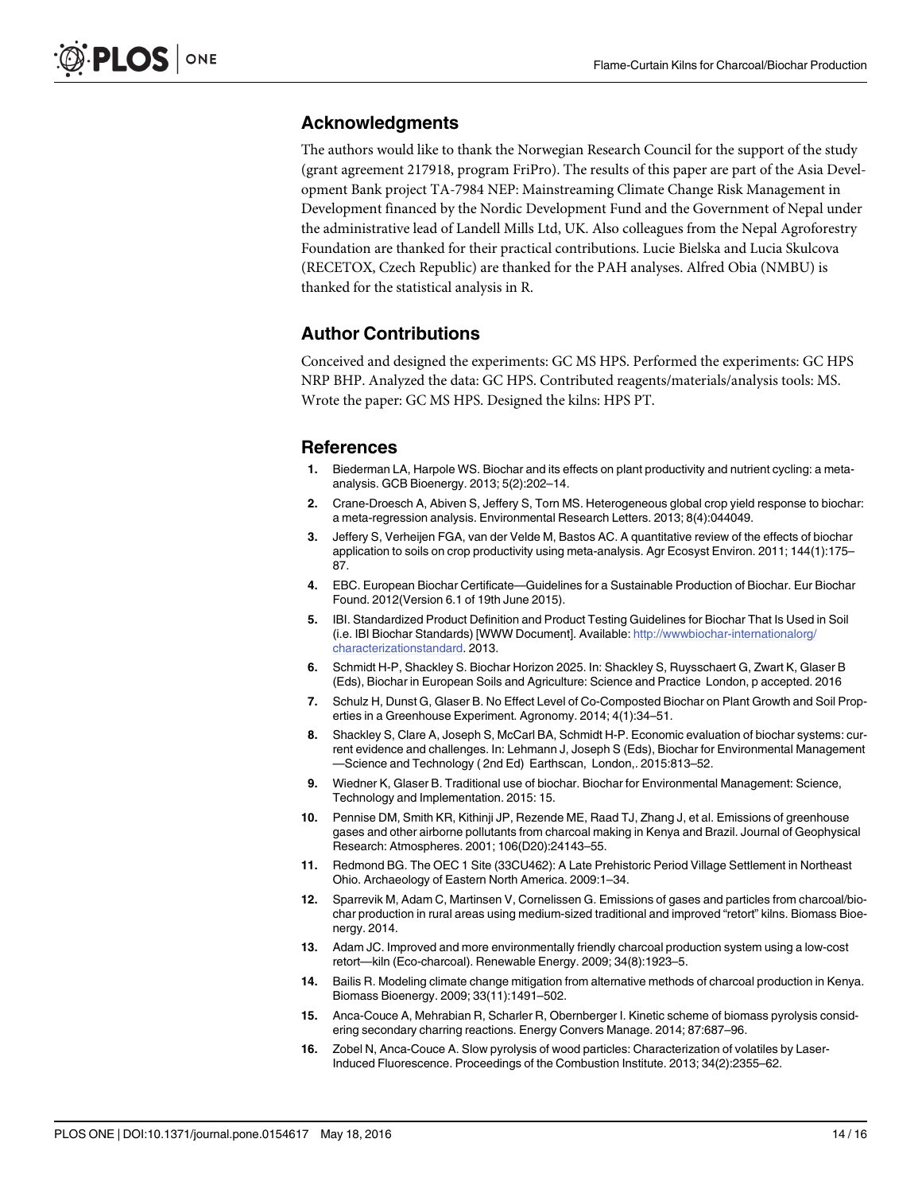## Acknowledgments

The authors would like to thank the Norwegian Research Council for the support of the study (grant agreement 217918, program FriPro). The results of this paper are part of the Asia Development Bank project TA-7984 NEP: Mainstreaming Climate Change Risk Management in Development financed by the Nordic Development Fund and the Government of Nepal under the administrative lead of Landell Mills Ltd, UK. Also colleagues from the Nepal Agroforestry Foundation are thanked for their practical contributions. Lucie Bielska and Lucia Skulcova (RECETOX, Czech Republic) are thanked for the PAH analyses. Alfred Obia (NMBU) is thanked for the statistical analysis in R.

## Author Contributions

Conceived and designed the experiments: GC MS HPS. Performed the experiments: GC HPS NRP BHP. Analyzed the data: GC HPS. Contributed reagents/materials/analysis tools: MS. Wrote the paper: GC MS HPS. Designed the kilns: HPS PT.

## References

1. Biederman LA, Harpole WS. Biochar and its effects on plant productivity and nutrient cycling: a meta-analysis. GCB Bioenergy. 2013; 5(2):202–14.
2. Crane-Droesch A, Abiven S, Jeffery S, Torn MS. Heterogeneous global crop yield response to biochar: a meta-regression analysis. Environmental Research Letters. 2013; 8(4):044049.
3. Jeffery S, Verheijen FGA, van der Velde M, Bastos AC. A quantitative review of the effects of biochar application to soils on crop productivity using meta-analysis. Agr Ecosyst Environ. 2011; 144(1):175–87.
4. EBC. European Biochar Certificate—Guidelines for a Sustainable Production of Biochar. Eur Biochar Found. 2012(Version 6.1 of 19th June 2015).
5. IBI. Standardized Product Definition and Product Testing Guidelines for Biochar That Is Used in Soil (i.e. IBI Biochar Standards) [WWW Document]. Available: http://wwwbiochar-internationalorg/characterizationstandard. 2013.
6. Schmidt H-P, Shackley S. Biochar Horizon 2025. In: Shackley S, Ruysschaert G, Zwart K, Glaser B (Eds), Biochar in European Soils and Agriculture: Science and Practice London, p accepted. 2016
7. Schulz H, Dunst G, Glaser B. No Effect Level of Co-Composted Biochar on Plant Growth and Soil Properties in a Greenhouse Experiment. Agronomy. 2014; 4(1):34–51.
8. Shackley S, Clare A, Joseph S, McCarl BA, Schmidt H-P. Economic evaluation of biochar systems: current evidence and challenges. In: Lehmann J, Joseph S (Eds), Biochar for Environmental Management—Science and Technology ( 2nd Ed) Earthscan, London,. 2015:813–52.
9. Wiedner K, Glaser B. Traditional use of biochar. Biochar for Environmental Management: Science, Technology and Implementation. 2015: 15.
10. Pennise DM, Smith KR, Kithinji JP, Rezende ME, Raad TJ, Zhang J, et al. Emissions of greenhouse gases and other airborne pollutants from charcoal making in Kenya and Brazil. Journal of Geophysical Research: Atmospheres. 2001; 106(D20):24143–55.
11. Redmond BG. The OEC 1 Site (33CU462): A Late Prehistoric Period Village Settlement in Northeast Ohio. Archaeology of Eastern North America. 2009:1–34.
12. Sparrevik M, Adam C, Martinsen V, Cornelissen G. Emissions of gases and particles from charcoal/biochar production in rural areas using medium-sized traditional and improved "retort" kilns. Biomass Bioenergy. 2014.
13. Adam JC. Improved and more environmentally friendly charcoal production system using a low-cost retort—kiln (Eco-charcoal). Renewable Energy. 2009; 34(8):1923–5.
14. Bailis R. Modeling climate change mitigation from alternative methods of charcoal production in Kenya. Biomass Bioenergy. 2009; 33(11):1491–502.
15. Anca-Couce A, Mehrabian R, Scharler R, Obernberger I. Kinetic scheme of biomass pyrolysis considering secondary charring reactions. Energy Convers Manage. 2014; 87:687–96.
16. Zobel N, Anca-Couce A. Slow pyrolysis of wood particles: Characterization of volatiles by Laser-Induced Fluorescence. Proceedings of the Combustion Institute. 2013; 34(2):2355–62.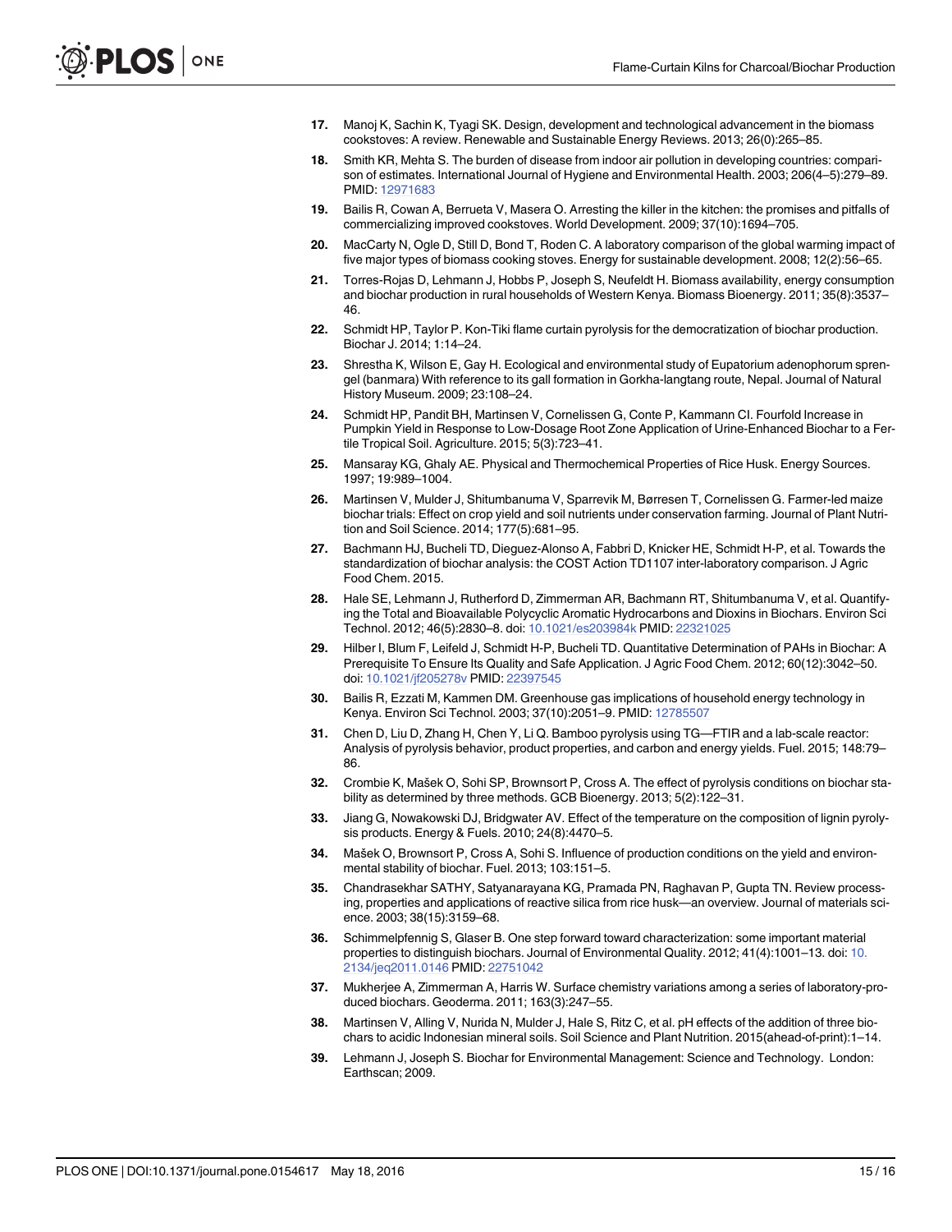17. Manoj K, Sachin K, Tyagi SK. Design, development and technological advancement in the biomass cookstoves: A review. Renewable and Sustainable Energy Reviews. 2013; 26(0):265–85.
18. Smith KR, Mehta S. The burden of disease from indoor air pollution in developing countries: comparison of estimates. International Journal of Hygiene and Environmental Health. 2003; 206(4–5):279–89. PMID: 12971683
19. Bailis R, Cowan A, Berrueta V, Masera O. Arresting the killer in the kitchen: the promises and pitfalls of commercializing improved cookstoves. World Development. 2009; 37(10):1694–705.
20. MacCarty N, Ogle D, Still D, Bond T, Roden C. A laboratory comparison of the global warming impact of five major types of biomass cooking stoves. Energy for sustainable development. 2008; 12(2):56–65.
21. Torres-Rojas D, Lehmann J, Hobbs P, Joseph S, Neufeldt H. Biomass availability, energy consumption and biochar production in rural households of Western Kenya. Biomass Bioenergy. 2011; 35(8):3537–46.
22. Schmidt HP, Taylor P. Kon-Tiki flame curtain pyrolysis for the democratization of biochar production. Biochar J. 2014; 1:14–24.
23. Shrestha K, Wilson E, Gay H. Ecological and environmental study of Eupatorium adenophorum sprengel (banmara) With reference to its gall formation in Gorkha-langtang route, Nepal. Journal of Natural History Museum. 2009; 23:108–24.
24. Schmidt HP, Pandit BH, Martinsen V, Cornelissen G, Conte P, Kammann CI. Fourfold Increase in Pumpkin Yield in Response to Low-Dosage Root Zone Application of Urine-Enhanced Biochar to a Fertile Tropical Soil. Agriculture. 2015; 5(3):723–41.
25. Mansaray KG, Ghaly AE. Physical and Thermochemical Properties of Rice Husk. Energy Sources. 1997; 19:989–1004.
26. Martinsen V, Mulder J, Shitumbanuma V, Sparrevik M, Børresen T, Cornelissen G. Farmer-led maize biochar trials: Effect on crop yield and soil nutrients under conservation farming. Journal of Plant Nutrition and Soil Science. 2014; 177(5):681–95.
27. Bachmann HJ, Bucheli TD, Dieguez-Alonso A, Fabbri D, Knicker HE, Schmidt H-P, et al. Towards the standardization of biochar analysis: the COST Action TD1107 inter-laboratory comparison. J Agric Food Chem. 2015.
28. Hale SE, Lehmann J, Rutherford D, Zimmerman AR, Bachmann RT, Shitumbanuma V, et al. Quantifying the Total and Bioavailable Polycyclic Aromatic Hydrocarbons and Dioxins in Biochars. Environ Sci Technol. 2012; 46(5):2830–8. doi: 10.1021/es203984k PMID: 22321025
29. Hilber I, Blum F, Leifeld J, Schmidt H-P, Bucheli TD. Quantitative Determination of PAHs in Biochar: A Prerequisite To Ensure Its Quality and Safe Application. J Agric Food Chem. 2012; 60(12):3042–50. doi: 10.1021/jf205278v PMID: 22397545
30. Bailis R, Ezzati M, Kammen DM. Greenhouse gas implications of household energy technology in Kenya. Environ Sci Technol. 2003; 37(10):2051–9. PMID: 12785507
31. Chen D, Liu D, Zhang H, Chen Y, Li Q. Bamboo pyrolysis using TG—FTIR and a lab-scale reactor: Analysis of pyrolysis behavior, product properties, and carbon and energy yields. Fuel. 2015; 148:79–86.
32. Crombie K, Mašek O, Sohi SP, Brownsort P, Cross A. The effect of pyrolysis conditions on biochar stability as determined by three methods. GCB Bioenergy. 2013; 5(2):122–31.
33. Jiang G, Nowakowski DJ, Bridgwater AV. Effect of the temperature on the composition of lignin pyrolysis products. Energy & Fuels. 2010; 24(8):4470–5.
34. Mašek O, Brownsort P, Cross A, Sohi S. Influence of production conditions on the yield and environmental stability of biochar. Fuel. 2013; 103:151–5.
35. Chandrasekhar SATHY, Satyanarayana KG, Pramada PN, Raghavan P, Gupta TN. Review processing, properties and applications of reactive silica from rice husk—an overview. Journal of materials science. 2003; 38(15):3159–68.
36. Schimmelpfennig S, Glaser B. One step forward toward characterization: some important material properties to distinguish biochars. Journal of Environmental Quality. 2012; 41(4):1001–13. doi: 10.2134/jeq2011.0146 PMID: 22751042
37. Mukherjee A, Zimmerman A, Harris W. Surface chemistry variations among a series of laboratory-produced biochars. Geoderma. 2011; 163(3):247–55.
38. Martinsen V, Alling V, Nurida N, Mulder J, Hale S, Ritz C, et al. pH effects of the addition of three biochars to acidic Indonesian mineral soils. Soil Science and Plant Nutrition. 2015(ahead-of-print):1–14.
39. Lehmann J, Joseph S. Biochar for Environmental Management: Science and Technology. London: Earthscan; 2009.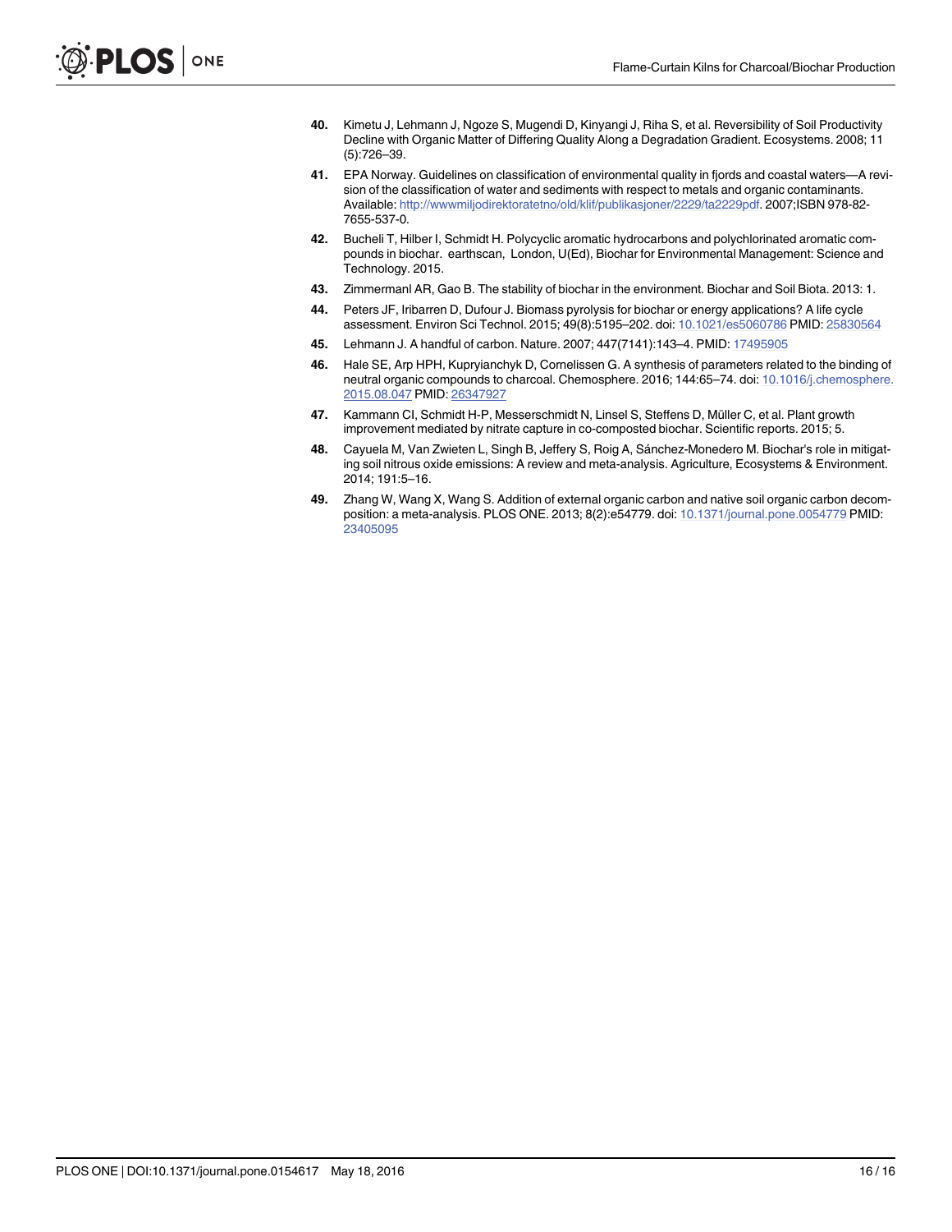40. Kimetu J, Lehmann J, Ngoze S, Mugendi D, Kinyangi J, Riha S, et al. Reversibility of Soil Productivity Decline with Organic Matter of Differing Quality Along a Degradation Gradient. Ecosystems. 2008; 11 (5):726–39.
41. EPA Norway. Guidelines on classification of environmental quality in fjords and coastal waters—A revision of the classification of water and sediments with respect to metals and organic contaminants. Available: http://wwwmiljodirektoratetno/old/klif/publikasjoner/2229/ta2229pdf. 2007;ISBN 978-82-7655-537-0.
42. Bucheli T, Hilber I, Schmidt H. Polycyclic aromatic hydrocarbons and polychlorinated aromatic compounds in biochar. earthscan, London, U(Ed), Biochar for Environmental Management: Science and Technology. 2015.
43. Zimmermanl AR, Gao B. The stability of biochar in the environment. Biochar and Soil Biota. 2013: 1.
44. Peters JF, Iribarren D, Dufour J. Biomass pyrolysis for biochar or energy applications? A life cycle assessment. Environ Sci Technol. 2015; 49(8):5195–202. doi: 10.1021/es5060786 PMID: 25830564
45. Lehmann J. A handful of carbon. Nature. 2007; 447(7141):143–4. PMID: 17495905
46. Hale SE, Arp HPH, Kupryianchyk D, Cornelissen G. A synthesis of parameters related to the binding of neutral organic compounds to charcoal. Chemosphere. 2016; 144:65–74. doi: 10.1016/j.chemosphere.2015.08.047 PMID: 26347927
47. Kammann CI, Schmidt H-P, Messerschmidt N, Linsel S, Steffens D, Müller C, et al. Plant growth improvement mediated by nitrate capture in co-composted biochar. Scientific reports. 2015; 5.
48. Cayuela M, Van Zwieten L, Singh B, Jeffery S, Roig A, Sánchez-Monedero M. Biochar's role in mitigating soil nitrous oxide emissions: A review and meta-analysis. Agriculture, Ecosystems & Environment. 2014; 191:5–16.
49. Zhang W, Wang X, Wang S. Addition of external organic carbon and native soil organic carbon decomposition: a meta-analysis. PLOS ONE. 2013; 8(2):e54779. doi: 10.1371/journal.pone.0054779 PMID: 23405095